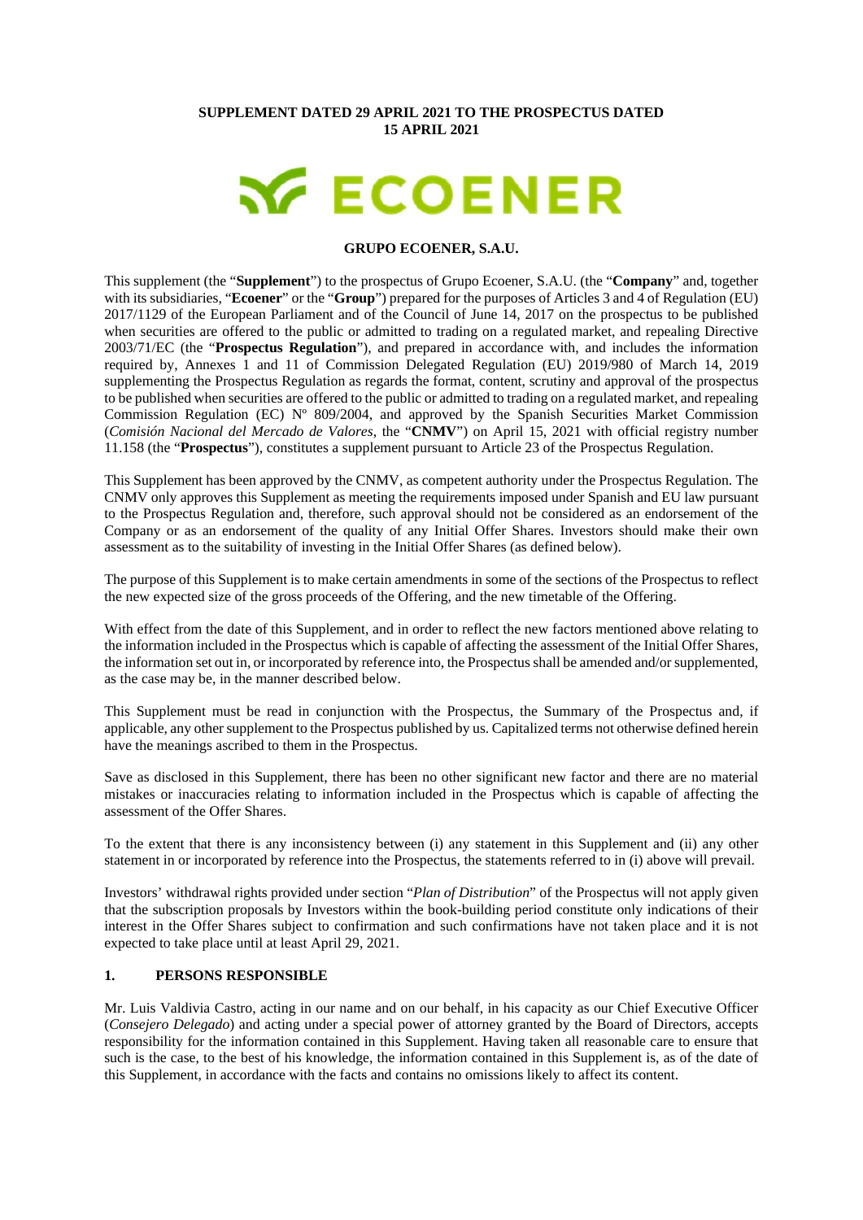**SUPPLEMENT DATED 29 APRIL 2021 TO THE PROSPECTUS DATED 15 APRIL 2021**

# ECOENER

**GRUPO ECOENER, S.A.U.**

This supplement (the "**Supplement**") to the prospectus of Grupo Ecoener, S.A.U. (the "**Company**" and, together with its subsidiaries, "**Ecoener**" or the "**Group**") prepared for the purposes of Articles 3 and 4 of Regulation (EU) 2017/1129 of the European Parliament and of the Council of June 14, 2017 on the prospectus to be published when securities are offered to the public or admitted to trading on a regulated market, and repealing Directive 2003/71/EC (the "**Prospectus Regulation**"), and prepared in accordance with, and includes the information required by, Annexes 1 and 11 of Commission Delegated Regulation (EU) 2019/980 of March 14, 2019 supplementing the Prospectus Regulation as regards the format, content, scrutiny and approval of the prospectus to be published when securities are offered to the public or admitted to trading on a regulated market, and repealing Commission Regulation (EC) Nº 809/2004, and approved by the Spanish Securities Market Commission (*Comisión Nacional del Mercado de Valores*, the "**CNMV**") on April 15, 2021 with official registry number 11.158 (the "**Prospectus**"), constitutes a supplement pursuant to Article 23 of the Prospectus Regulation.

This Supplement has been approved by the CNMV, as competent authority under the Prospectus Regulation. The CNMV only approves this Supplement as meeting the requirements imposed under Spanish and EU law pursuant to the Prospectus Regulation and, therefore, such approval should not be considered as an endorsement of the Company or as an endorsement of the quality of any Initial Offer Shares. Investors should make their own assessment as to the suitability of investing in the Initial Offer Shares (as defined below).

The purpose of this Supplement is to make certain amendments in some of the sections of the Prospectus to reflect the new expected size of the gross proceeds of the Offering, and the new timetable of the Offering.

With effect from the date of this Supplement, and in order to reflect the new factors mentioned above relating to the information included in the Prospectus which is capable of affecting the assessment of the Initial Offer Shares, the information set out in, or incorporated by reference into, the Prospectus shall be amended and/or supplemented, as the case may be, in the manner described below.

This Supplement must be read in conjunction with the Prospectus, the Summary of the Prospectus and, if applicable, any other supplement to the Prospectus published by us. Capitalized terms not otherwise defined herein have the meanings ascribed to them in the Prospectus.

Save as disclosed in this Supplement, there has been no other significant new factor and there are no material mistakes or inaccuracies relating to information included in the Prospectus which is capable of affecting the assessment of the Offer Shares.

To the extent that there is any inconsistency between (i) any statement in this Supplement and (ii) any other statement in or incorporated by reference into the Prospectus, the statements referred to in (i) above will prevail.

Investors' withdrawal rights provided under section "*Plan of Distribution*" of the Prospectus will not apply given that the subscription proposals by Investors within the book-building period constitute only indications of their interest in the Offer Shares subject to confirmation and such confirmations have not taken place and it is not expected to take place until at least April 29, 2021.

## 1. PERSONS RESPONSIBLE

Mr. Luis Valdivia Castro, acting in our name and on our behalf, in his capacity as our Chief Executive Officer (*Consejero Delegado*) and acting under a special power of attorney granted by the Board of Directors, accepts responsibility for the information contained in this Supplement. Having taken all reasonable care to ensure that such is the case, to the best of his knowledge, the information contained in this Supplement is, as of the date of this Supplement, in accordance with the facts and contains no omissions likely to affect its content.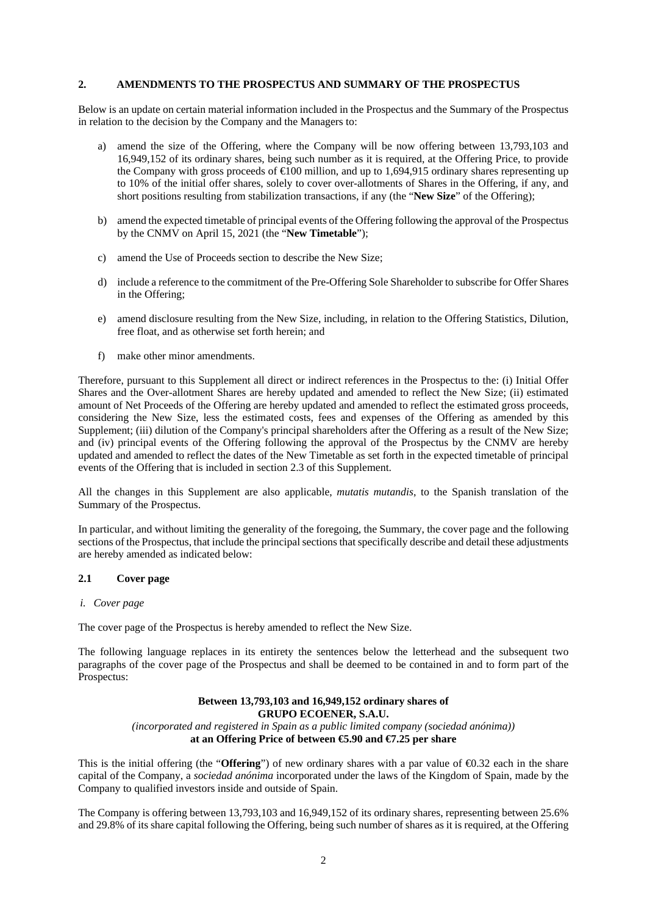## 2. AMENDMENTS TO THE PROSPECTUS AND SUMMARY OF THE PROSPECTUS

Below is an update on certain material information included in the Prospectus and the Summary of the Prospectus in relation to the decision by the Company and the Managers to:

a) amend the size of the Offering, where the Company will be now offering between 13,793,103 and 16,949,152 of its ordinary shares, being such number as it is required, at the Offering Price, to provide the Company with gross proceeds of €100 million, and up to 1,694,915 ordinary shares representing up to 10% of the initial offer shares, solely to cover over-allotments of Shares in the Offering, if any, and short positions resulting from stabilization transactions, if any (the "**New Size**" of the Offering);

b) amend the expected timetable of principal events of the Offering following the approval of the Prospectus by the CNMV on April 15, 2021 (the "**New Timetable**");

c) amend the Use of Proceeds section to describe the New Size;

d) include a reference to the commitment of the Pre-Offering Sole Shareholder to subscribe for Offer Shares in the Offering;

e) amend disclosure resulting from the New Size, including, in relation to the Offering Statistics, Dilution, free float, and as otherwise set forth herein; and

f) make other minor amendments.

Therefore, pursuant to this Supplement all direct or indirect references in the Prospectus to the: (i) Initial Offer Shares and the Over-allotment Shares are hereby updated and amended to reflect the New Size; (ii) estimated amount of Net Proceeds of the Offering are hereby updated and amended to reflect the estimated gross proceeds, considering the New Size, less the estimated costs, fees and expenses of the Offering as amended by this Supplement; (iii) dilution of the Company's principal shareholders after the Offering as a result of the New Size; and (iv) principal events of the Offering following the approval of the Prospectus by the CNMV are hereby updated and amended to reflect the dates of the New Timetable as set forth in the expected timetable of principal events of the Offering that is included in section 2.3 of this Supplement.

All the changes in this Supplement are also applicable, *mutatis mutandis*, to the Spanish translation of the Summary of the Prospectus.

In particular, and without limiting the generality of the foregoing, the Summary, the cover page and the following sections of the Prospectus, that include the principal sections that specifically describe and detail these adjustments are hereby amended as indicated below:

### 2.1 Cover page

*i. Cover page*

The cover page of the Prospectus is hereby amended to reflect the New Size.

The following language replaces in its entirety the sentences below the letterhead and the subsequent two paragraphs of the cover page of the Prospectus and shall be deemed to be contained in and to form part of the Prospectus:

**Between 13,793,103 and 16,949,152 ordinary shares of**
**GRUPO ECOENER, S.A.U.**
*(incorporated and registered in Spain as a public limited company (sociedad anónima))*
**at an Offering Price of between €5.90 and €7.25 per share**

This is the initial offering (the "**Offering**") of new ordinary shares with a par value of €0.32 each in the share capital of the Company, a *sociedad anónima* incorporated under the laws of the Kingdom of Spain, made by the Company to qualified investors inside and outside of Spain.

The Company is offering between 13,793,103 and 16,949,152 of its ordinary shares, representing between 25.6% and 29.8% of its share capital following the Offering, being such number of shares as it is required, at the Offering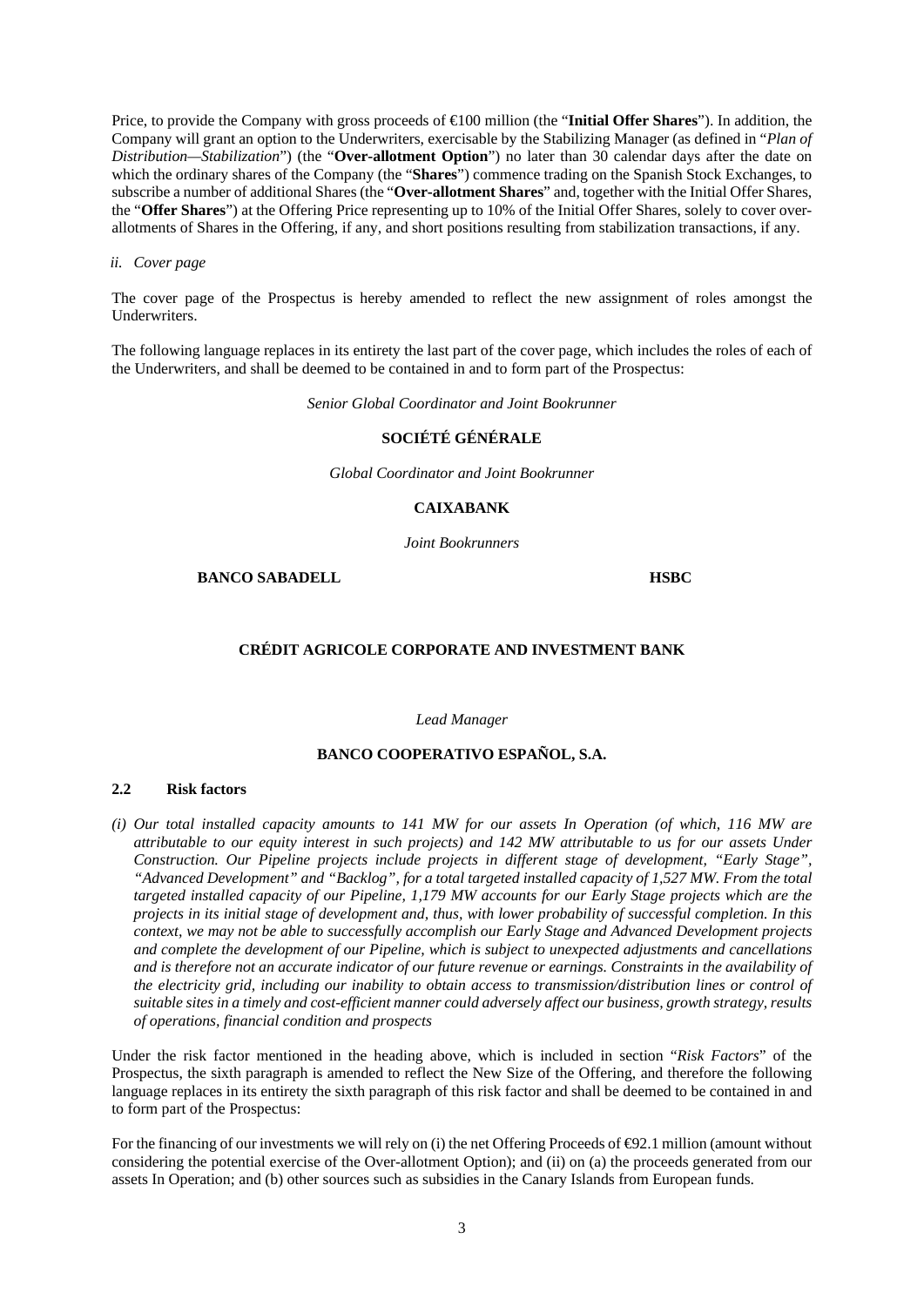Price, to provide the Company with gross proceeds of €100 million (the "**Initial Offer Shares**"). In addition, the Company will grant an option to the Underwriters, exercisable by the Stabilizing Manager (as defined in "*Plan of Distribution—Stabilization*") (the "**Over-allotment Option**") no later than 30 calendar days after the date on which the ordinary shares of the Company (the "**Shares**") commence trading on the Spanish Stock Exchanges, to subscribe a number of additional Shares (the "**Over-allotment Shares**" and, together with the Initial Offer Shares, the "**Offer Shares**") at the Offering Price representing up to 10% of the Initial Offer Shares, solely to cover over-allotments of Shares in the Offering, if any, and short positions resulting from stabilization transactions, if any.

*ii. Cover page*

The cover page of the Prospectus is hereby amended to reflect the new assignment of roles amongst the Underwriters.

The following language replaces in its entirety the last part of the cover page, which includes the roles of each of the Underwriters, and shall be deemed to be contained in and to form part of the Prospectus:

*Senior Global Coordinator and Joint Bookrunner*

**SOCIÉTÉ GÉNÉRALE**

*Global Coordinator and Joint Bookrunner*

**CAIXABANK**

*Joint Bookrunners*

**BANCO SABADELL** **HSBC**

**CRÉDIT AGRICOLE CORPORATE AND INVESTMENT BANK**

*Lead Manager*

**BANCO COOPERATIVO ESPAÑOL, S.A.**

## 2.2 Risk factors

*(i) Our total installed capacity amounts to 141 MW for our assets In Operation (of which, 116 MW are attributable to our equity interest in such projects) and 142 MW attributable to us for our assets Under Construction. Our Pipeline projects include projects in different stage of development, "Early Stage", "Advanced Development" and "Backlog", for a total targeted installed capacity of 1,527 MW. From the total targeted installed capacity of our Pipeline, 1,179 MW accounts for our Early Stage projects which are the projects in its initial stage of development and, thus, with lower probability of successful completion. In this context, we may not be able to successfully accomplish our Early Stage and Advanced Development projects and complete the development of our Pipeline, which is subject to unexpected adjustments and cancellations and is therefore not an accurate indicator of our future revenue or earnings. Constraints in the availability of the electricity grid, including our inability to obtain access to transmission/distribution lines or control of suitable sites in a timely and cost-efficient manner could adversely affect our business, growth strategy, results of operations, financial condition and prospects*

Under the risk factor mentioned in the heading above, which is included in section "*Risk Factors*" of the Prospectus, the sixth paragraph is amended to reflect the New Size of the Offering, and therefore the following language replaces in its entirety the sixth paragraph of this risk factor and shall be deemed to be contained in and to form part of the Prospectus:

For the financing of our investments we will rely on (i) the net Offering Proceeds of €92.1 million (amount without considering the potential exercise of the Over-allotment Option); and (ii) on (a) the proceeds generated from our assets In Operation; and (b) other sources such as subsidies in the Canary Islands from European funds.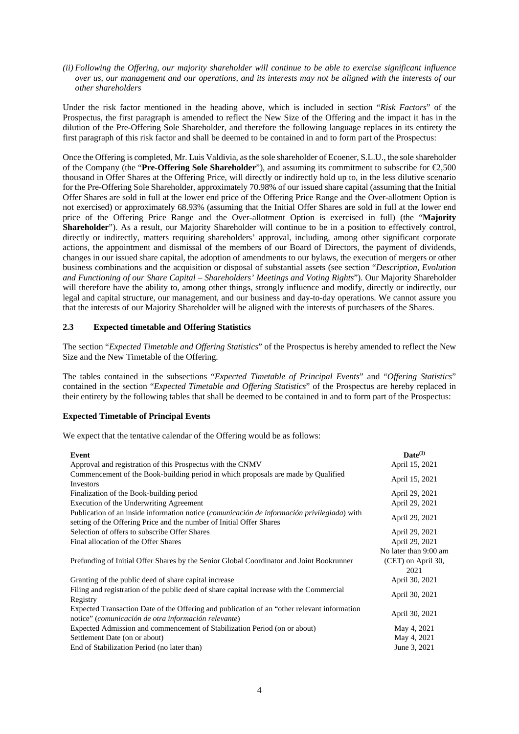*(ii) Following the Offering, our majority shareholder will continue to be able to exercise significant influence over us, our management and our operations, and its interests may not be aligned with the interests of our other shareholders*

Under the risk factor mentioned in the heading above, which is included in section "*Risk Factors*" of the Prospectus, the first paragraph is amended to reflect the New Size of the Offering and the impact it has in the dilution of the Pre-Offering Sole Shareholder, and therefore the following language replaces in its entirety the first paragraph of this risk factor and shall be deemed to be contained in and to form part of the Prospectus:

Once the Offering is completed, Mr. Luis Valdivia, as the sole shareholder of Ecoener, S.L.U., the sole shareholder of the Company (the "**Pre-Offering Sole Shareholder**"), and assuming its commitment to subscribe for €2,500 thousand in Offer Shares at the Offering Price, will directly or indirectly hold up to, in the less dilutive scenario for the Pre-Offering Sole Shareholder, approximately 70.98% of our issued share capital (assuming that the Initial Offer Shares are sold in full at the lower end price of the Offering Price Range and the Over-allotment Option is not exercised) or approximately 68.93% (assuming that the Initial Offer Shares are sold in full at the lower end price of the Offering Price Range and the Over-allotment Option is exercised in full) (the "**Majority Shareholder**"). As a result, our Majority Shareholder will continue to be in a position to effectively control, directly or indirectly, matters requiring shareholders' approval, including, among other significant corporate actions, the appointment and dismissal of the members of our Board of Directors, the payment of dividends, changes in our issued share capital, the adoption of amendments to our bylaws, the execution of mergers or other business combinations and the acquisition or disposal of substantial assets (see section "*Description, Evolution and Functioning of our Share Capital – Shareholders' Meetings and Voting Rights*"). Our Majority Shareholder will therefore have the ability to, among other things, strongly influence and modify, directly or indirectly, our legal and capital structure, our management, and our business and day-to-day operations. We cannot assure you that the interests of our Majority Shareholder will be aligned with the interests of purchasers of the Shares.

## 2.3 Expected timetable and Offering Statistics

The section "*Expected Timetable and Offering Statistics*" of the Prospectus is hereby amended to reflect the New Size and the New Timetable of the Offering.

The tables contained in the subsections "*Expected Timetable of Principal Events*" and "*Offering Statistics*" contained in the section "*Expected Timetable and Offering Statistics*" of the Prospectus are hereby replaced in their entirety by the following tables that shall be deemed to be contained in and to form part of the Prospectus:

### Expected Timetable of Principal Events

We expect that the tentative calendar of the Offering would be as follows:

| Event | Date[(1)] |
|---|---|
| Approval and registration of this Prospectus with the CNMV | April 15, 2021 |
| Commencement of the Book-building period in which proposals are made by Qualified Investors | April 15, 2021 |
| Finalization of the Book-building period | April 29, 2021 |
| Execution of the Underwriting Agreement | April 29, 2021 |
| Publication of an inside information notice (*comunicación de información privilegiada*) with setting of the Offering Price and the number of Initial Offer Shares | April 29, 2021 |
| Selection of offers to subscribe Offer Shares | April 29, 2021 |
| Final allocation of the Offer Shares | April 29, 2021 |
| Prefunding of Initial Offer Shares by the Senior Global Coordinator and Joint Bookrunner | No later than 9:00 am (CET) on April 30, 2021 |
| Granting of the public deed of share capital increase | April 30, 2021 |
| Filing and registration of the public deed of share capital increase with the Commercial Registry | April 30, 2021 |
| Expected Transaction Date of the Offering and publication of an "other relevant information notice" (*comunicación de otra información relevante*) | April 30, 2021 |
| Expected Admission and commencement of Stabilization Period (on or about) | May 4, 2021 |
| Settlement Date (on or about) | May 4, 2021 |
| End of Stabilization Period (no later than) | June 3, 2021 |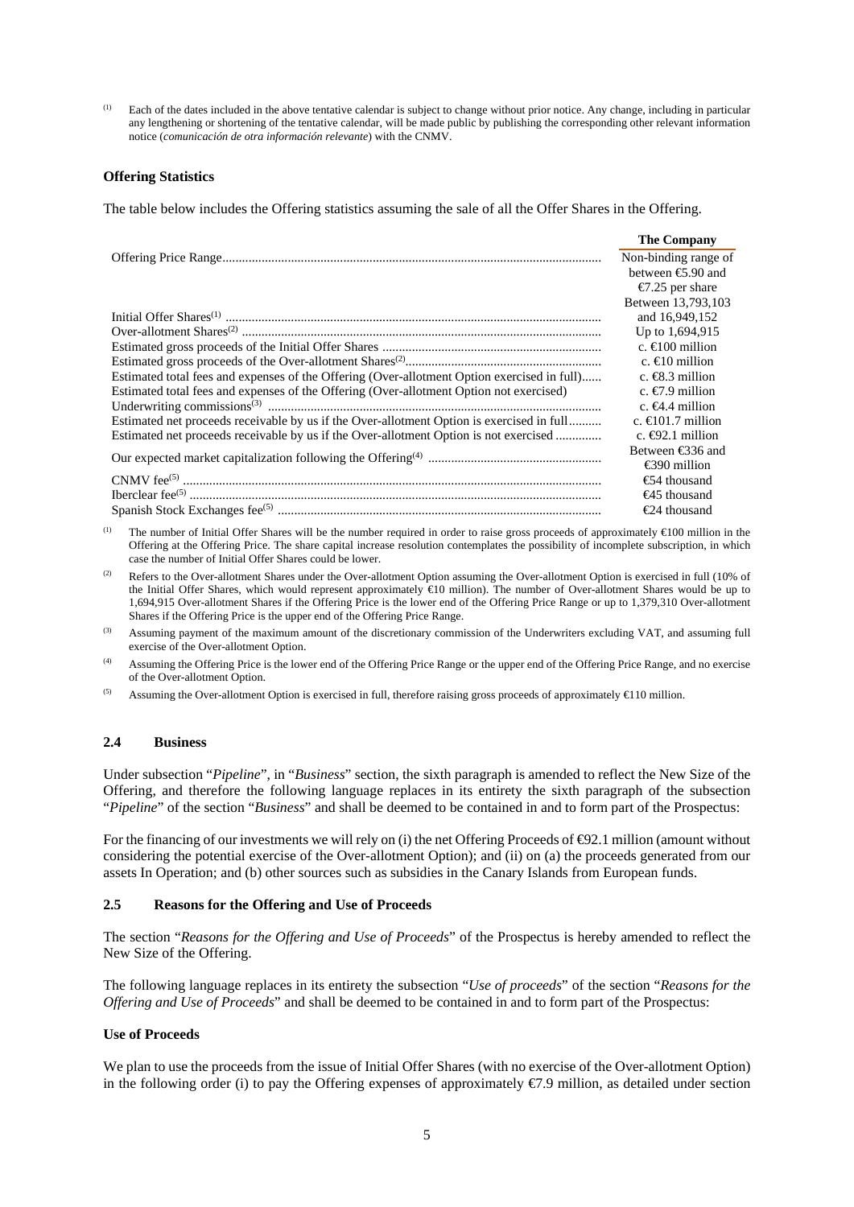(1) Each of the dates included in the above tentative calendar is subject to change without prior notice. Any change, including in particular any lengthening or shortening of the tentative calendar, will be made public by publishing the corresponding other relevant information notice (*comunicación de otra información relevante*) with the CNMV.

**Offering Statistics**

The table below includes the Offering statistics assuming the sale of all the Offer Shares in the Offering.

| | **The Company** |
|---|---|
| Offering Price Range | Non-binding range of between €5.90 and €7.25 per share |
| Initial Offer Shares[1] | Between 13,793,103 and 16,949,152 |
| Over-allotment Shares[2] | Up to 1,694,915 |
| Estimated gross proceeds of the Initial Offer Shares | c. €100 million |
| Estimated gross proceeds of the Over-allotment Shares[2] | c. €10 million |
| Estimated total fees and expenses of the Offering (Over-allotment Option exercised in full) | c. €8.3 million |
| Estimated total fees and expenses of the Offering (Over-allotment Option not exercised) | c. €7.9 million |
| Underwriting commissions[3] | c. €4.4 million |
| Estimated net proceeds receivable by us if the Over-allotment Option is exercised in full | c. €101.7 million |
| Estimated net proceeds receivable by us if the Over-allotment Option is not exercised | c. €92.1 million |
| Our expected market capitalization following the Offering[4] | Between €336 and €390 million |
| CNMV fee[5] | €54 thousand |
| Iberclear fee[5] | €45 thousand |
| Spanish Stock Exchanges fee[5] | €24 thousand |

(1) The number of Initial Offer Shares will be the number required in order to raise gross proceeds of approximately €100 million in the Offering at the Offering Price. The share capital increase resolution contemplates the possibility of incomplete subscription, in which case the number of Initial Offer Shares could be lower.

(2) Refers to the Over-allotment Shares under the Over-allotment Option assuming the Over-allotment Option is exercised in full (10% of the Initial Offer Shares, which would represent approximately €10 million). The number of Over-allotment Shares would be up to 1,694,915 Over-allotment Shares if the Offering Price is the lower end of the Offering Price Range or up to 1,379,310 Over-allotment Shares if the Offering Price is the upper end of the Offering Price Range.

(3) Assuming payment of the maximum amount of the discretionary commission of the Underwriters excluding VAT, and assuming full exercise of the Over-allotment Option.

(4) Assuming the Offering Price is the lower end of the Offering Price Range or the upper end of the Offering Price Range, and no exercise of the Over-allotment Option.

(5) Assuming the Over-allotment Option is exercised in full, therefore raising gross proceeds of approximately €110 million.

## 2.4 Business

Under subsection "*Pipeline*", in "*Business*" section, the sixth paragraph is amended to reflect the New Size of the Offering, and therefore the following language replaces in its entirety the sixth paragraph of the subsection "*Pipeline*" of the section "*Business*" and shall be deemed to be contained in and to form part of the Prospectus:

For the financing of our investments we will rely on (i) the net Offering Proceeds of €92.1 million (amount without considering the potential exercise of the Over-allotment Option); and (ii) on (a) the proceeds generated from our assets In Operation; and (b) other sources such as subsidies in the Canary Islands from European funds.

## 2.5 Reasons for the Offering and Use of Proceeds

The section "*Reasons for the Offering and Use of Proceeds*" of the Prospectus is hereby amended to reflect the New Size of the Offering.

The following language replaces in its entirety the subsection "*Use of proceeds*" of the section "*Reasons for the Offering and Use of Proceeds*" and shall be deemed to be contained in and to form part of the Prospectus:

**Use of Proceeds**

We plan to use the proceeds from the issue of Initial Offer Shares (with no exercise of the Over-allotment Option) in the following order (i) to pay the Offering expenses of approximately €7.9 million, as detailed under section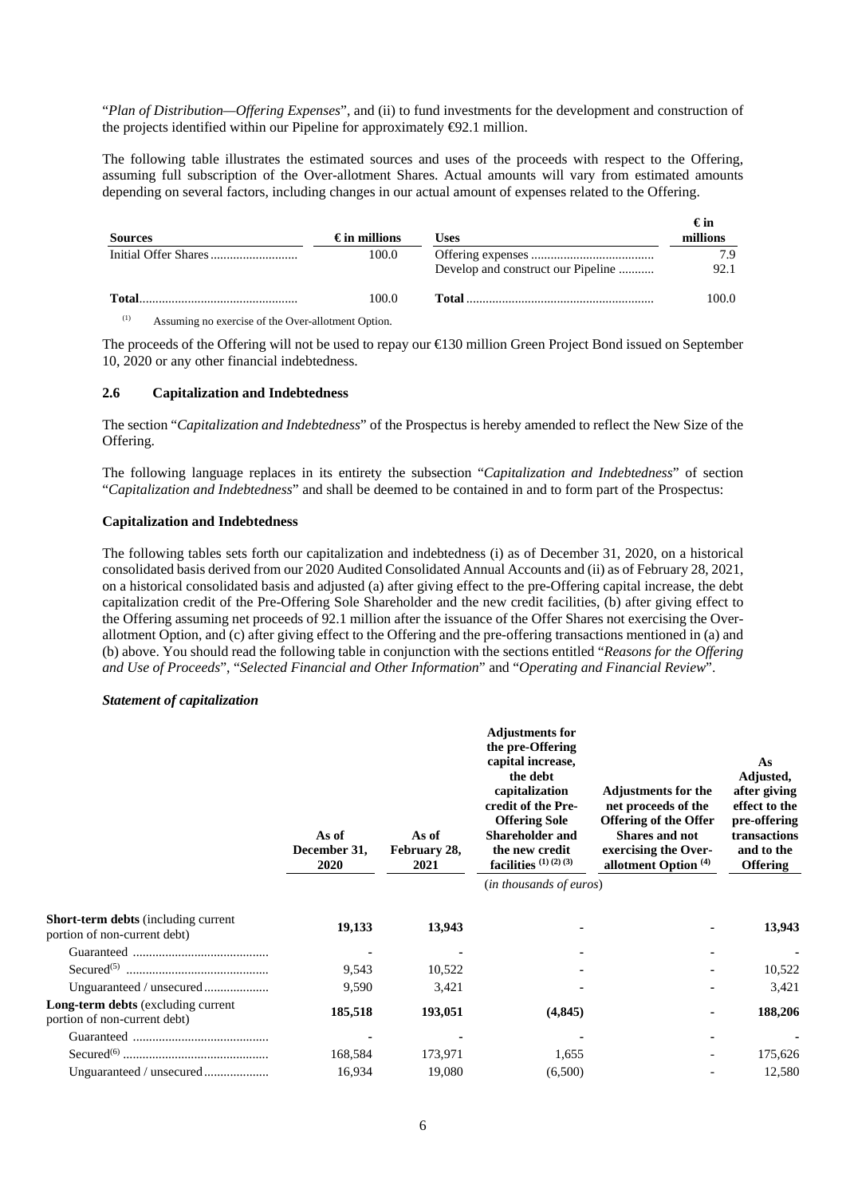"*Plan of Distribution—Offering Expenses*", and (ii) to fund investments for the development and construction of the projects identified within our Pipeline for approximately €92.1 million.

The following table illustrates the estimated sources and uses of the proceeds with respect to the Offering, assuming full subscription of the Over-allotment Shares. Actual amounts will vary from estimated amounts depending on several factors, including changes in our actual amount of expenses related to the Offering.

| Sources | € in millions | Uses | € in millions |
|---|---|---|---|
| Initial Offer Shares | 100.0 | Offering expenses | 7.9 |
| | | Develop and construct our Pipeline | 92.1 |
| **Total** | 100.0 | **Total** | 100.0 |

(1) Assuming no exercise of the Over-allotment Option.

The proceeds of the Offering will not be used to repay our €130 million Green Project Bond issued on September 10, 2020 or any other financial indebtedness.

### 2.6 Capitalization and Indebtedness

The section "*Capitalization and Indebtedness*" of the Prospectus is hereby amended to reflect the New Size of the Offering.

The following language replaces in its entirety the subsection "*Capitalization and Indebtedness*" of section "*Capitalization and Indebtedness*" and shall be deemed to be contained in and to form part of the Prospectus:

**Capitalization and Indebtedness**

The following tables sets forth our capitalization and indebtedness (i) as of December 31, 2020, on a historical consolidated basis derived from our 2020 Audited Consolidated Annual Accounts and (ii) as of February 28, 2021, on a historical consolidated basis and adjusted (a) after giving effect to the pre-Offering capital increase, the debt capitalization credit of the Pre-Offering Sole Shareholder and the new credit facilities, (b) after giving effect to the Offering assuming net proceeds of 92.1 million after the issuance of the Offer Shares not exercising the Over-allotment Option, and (c) after giving effect to the Offering and the pre-offering transactions mentioned in (a) and (b) above. You should read the following table in conjunction with the sections entitled "*Reasons for the Offering and Use of Proceeds*", "*Selected Financial and Other Information*" and "*Operating and Financial Review*".

***Statement of capitalization***

| | As of December 31, 2020 | As of February 28, 2021 | Adjustments for the pre-Offering capital increase, the debt capitalization credit of the Pre-Offering Sole Shareholder and the new credit facilities (1) (2) (3) | Adjustments for the net proceeds of the Offering of the Offer Shares and not exercising the Over-allotment Option (4) | As Adjusted, after giving effect to the pre-offering transactions and to the Offering |
|---|---|---|---|---|---|
| | | | (*in thousands of euros*) | | |
| **Short-term debts** (including current portion of non-current debt) | **19,133** | **13,943** | **-** | **-** | **13,943** |
| Guaranteed | - | - | - | - | - |
| Secured(5) | 9,543 | 10,522 | - | - | 10,522 |
| Unguaranteed / unsecured | 9,590 | 3,421 | - | - | 3,421 |
| **Long-term debts** (excluding current portion of non-current debt) | **185,518** | **193,051** | **(4,845)** | **-** | **188,206** |
| Guaranteed | - | - | - | - | - |
| Secured(6) | 168,584 | 173,971 | 1,655 | - | 175,626 |
| Unguaranteed / unsecured | 16,934 | 19,080 | (6,500) | - | 12,580 |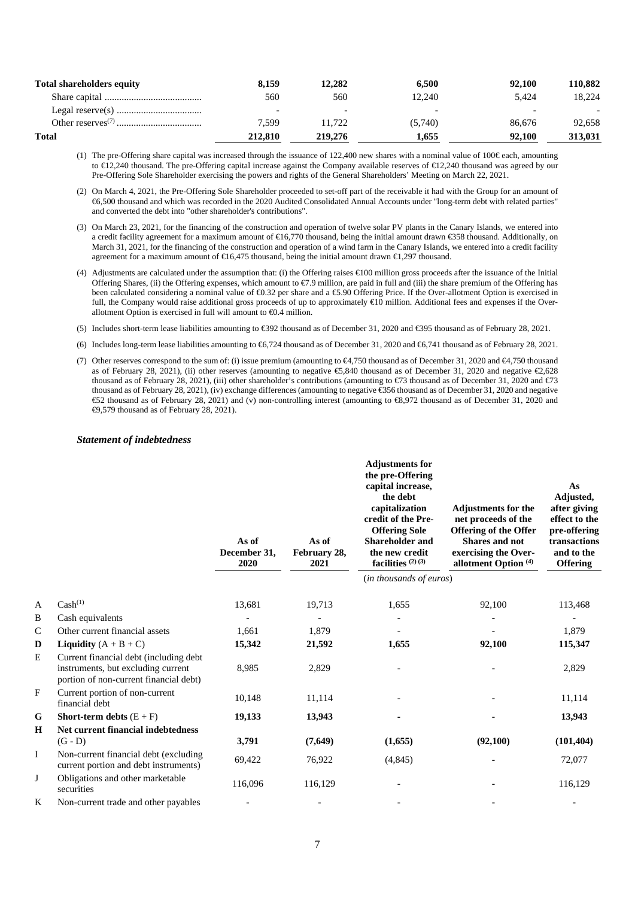| | | | | | |
|---|---|---|---|---|---|
| **Total shareholders equity** | **8,159** | **12,282** | **6,500** | **92,100** | **110,882** |
| Share capital | 560 | 560 | 12,240 | 5,424 | 18,224 |
| Legal reserve(s) | - | - | - | - | - |
| Other reserves[(7)] | 7,599 | 11,722 | (5,740) | 86,676 | 92,658 |
| **Total** | **212,810** | **219,276** | **1,655** | **92,100** | **313,031** |

(1) The pre-Offering share capital was increased through the issuance of 122,400 new shares with a nominal value of 100€ each, amounting to €12,240 thousand. The pre-Offering capital increase against the Company available reserves of €12,240 thousand was agreed by our Pre-Offering Sole Shareholder exercising the powers and rights of the General Shareholders' Meeting on March 22, 2021.

(2) On March 4, 2021, the Pre-Offering Sole Shareholder proceeded to set-off part of the receivable it had with the Group for an amount of €6,500 thousand and which was recorded in the 2020 Audited Consolidated Annual Accounts under "long-term debt with related parties" and converted the debt into "other shareholder's contributions".

(3) On March 23, 2021, for the financing of the construction and operation of twelve solar PV plants in the Canary Islands, we entered into a credit facility agreement for a maximum amount of €16,770 thousand, being the initial amount drawn €358 thousand. Additionally, on March 31, 2021, for the financing of the construction and operation of a wind farm in the Canary Islands, we entered into a credit facility agreement for a maximum amount of €16,475 thousand, being the initial amount drawn €1,297 thousand.

(4) Adjustments are calculated under the assumption that: (i) the Offering raises €100 million gross proceeds after the issuance of the Initial Offering Shares, (ii) the Offering expenses, which amount to €7.9 million, are paid in full and (iii) the share premium of the Offering has been calculated considering a nominal value of €0.32 per share and a €5.90 Offering Price. If the Over-allotment Option is exercised in full, the Company would raise additional gross proceeds of up to approximately €10 million. Additional fees and expenses if the Over-allotment Option is exercised in full will amount to €0.4 million.

(5) Includes short-term lease liabilities amounting to €392 thousand as of December 31, 2020 and €395 thousand as of February 28, 2021.

(6) Includes long-term lease liabilities amounting to €6,724 thousand as of December 31, 2020 and €6,741 thousand as of February 28, 2021.

(7) Other reserves correspond to the sum of: (i) issue premium (amounting to €4,750 thousand as of December 31, 2020 and €4,750 thousand as of February 28, 2021), (ii) other reserves (amounting to negative €5,840 thousand as of December 31, 2020 and negative €2,628 thousand as of February 28, 2021), (iii) other shareholder's contributions (amounting to €73 thousand as of December 31, 2020 and €73 thousand as of February 28, 2021), (iv) exchange differences (amounting to negative €356 thousand as of December 31, 2020 and negative €52 thousand as of February 28, 2021) and (v) non-controlling interest (amounting to €8,972 thousand as of December 31, 2020 and €9,579 thousand as of February 28, 2021).

### *Statement of indebtedness*

| | | As of December 31, 2020 | As of February 28, 2021 | Adjustments for the pre-Offering capital increase, the debt capitalization credit of the Pre-Offering Sole Shareholder and the new credit facilities [(2)(3)] | Adjustments for the net proceeds of the Offering of the Offer Shares and not exercising the Over-allotment Option [(4)] | As Adjusted, after giving effect to the pre-offering transactions and to the Offering |
|---|---|---|---|---|---|---|
| | | | | (*in thousands of euros*) | | |
| A | Cash[(1)] | 13,681 | 19,713 | 1,655 | 92,100 | 113,468 |
| B | Cash equivalents | - | - | - | - | - |
| C | Other current financial assets | 1,661 | 1,879 | - | - | 1,879 |
| **D** | **Liquidity** (A + B + C) | **15,342** | **21,592** | **1,655** | **92,100** | **115,347** |
| E | Current financial debt (including debt instruments, but excluding current portion of non-current financial debt) | 8,985 | 2,829 | - | - | 2,829 |
| F | Current portion of non-current financial debt | 10,148 | 11,114 | - | - | 11,114 |
| **G** | **Short-term debts** (E + F) | **19,133** | **13,943** | - | - | **13,943** |
| **H** | **Net current financial indebtedness** (G - D) | **3,791** | **(7,649)** | **(1,655)** | **(92,100)** | **(101,404)** |
| I | Non-current financial debt (excluding current portion and debt instruments) | 69,422 | 76,922 | (4,845) | - | 72,077 |
| J | Obligations and other marketable securities | 116,096 | 116,129 | - | - | 116,129 |
| K | Non-current trade and other payables | - | - | - | - | - |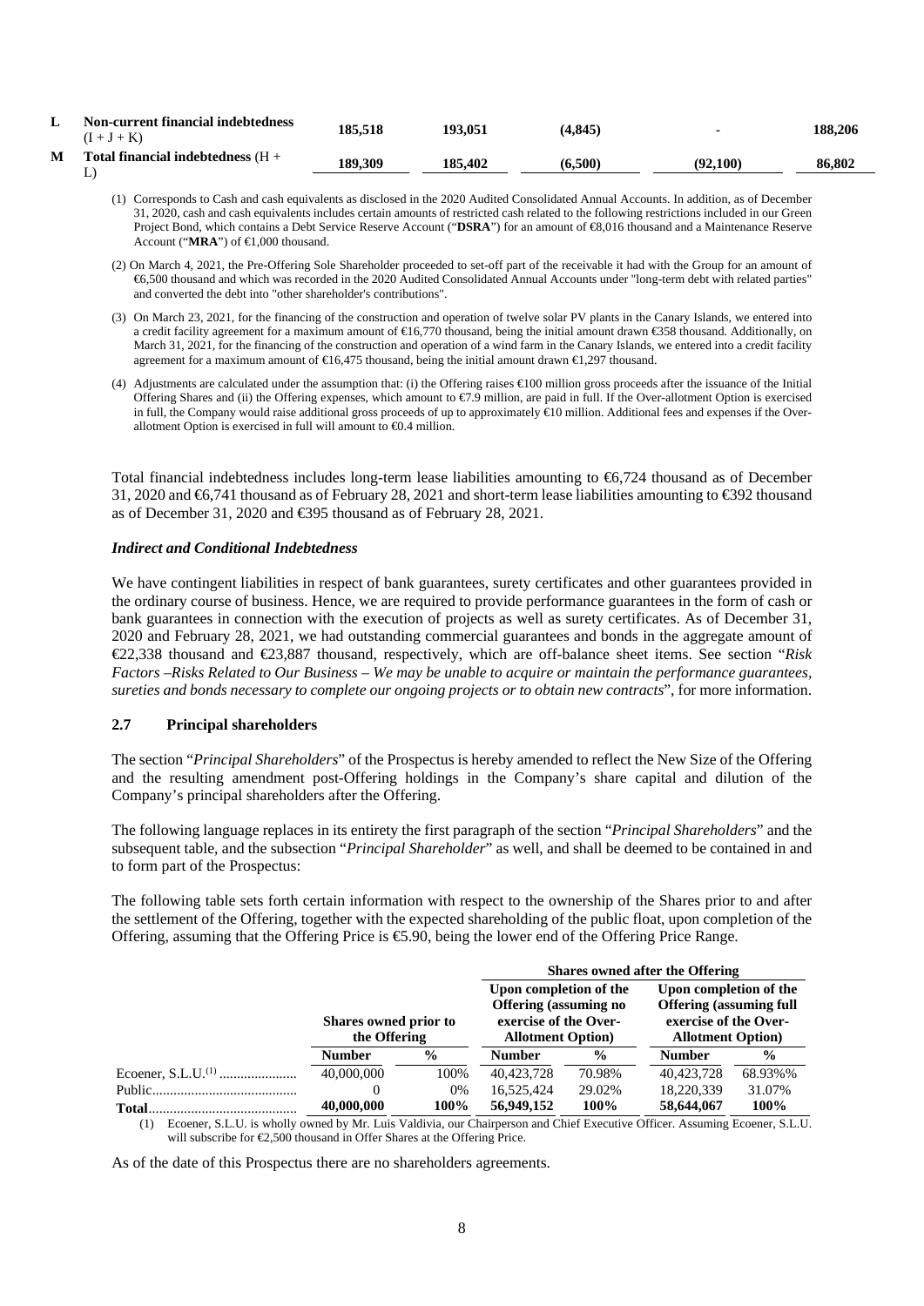| | | | | | | |
|---|---|---|---|---|---|---|
| **L** | **Non-current financial indebtedness** (I + J + K) | **185,518** | **193,051** | **(4,845)** | **-** | **188,206** |
| **M** | **Total financial indebtedness** (H + L) | **189,309** | **185,402** | **(6,500)** | **(92,100)** | **86,802** |

(1) Corresponds to Cash and cash equivalents as disclosed in the 2020 Audited Consolidated Annual Accounts. In addition, as of December 31, 2020, cash and cash equivalents includes certain amounts of restricted cash related to the following restrictions included in our Green Project Bond, which contains a Debt Service Reserve Account ("**DSRA**") for an amount of €8,016 thousand and a Maintenance Reserve Account ("**MRA**") of €1,000 thousand.

(2) On March 4, 2021, the Pre-Offering Sole Shareholder proceeded to set-off part of the receivable it had with the Group for an amount of €6,500 thousand and which was recorded in the 2020 Audited Consolidated Annual Accounts under "long-term debt with related parties" and converted the debt into "other shareholder's contributions".

(3) On March 23, 2021, for the financing of the construction and operation of twelve solar PV plants in the Canary Islands, we entered into a credit facility agreement for a maximum amount of €16,770 thousand, being the initial amount drawn €358 thousand. Additionally, on March 31, 2021, for the financing of the construction and operation of a wind farm in the Canary Islands, we entered into a credit facility agreement for a maximum amount of €16,475 thousand, being the initial amount drawn €1,297 thousand.

(4) Adjustments are calculated under the assumption that: (i) the Offering raises €100 million gross proceeds after the issuance of the Initial Offering Shares and (ii) the Offering expenses, which amount to €7.9 million, are paid in full. If the Over-allotment Option is exercised in full, the Company would raise additional gross proceeds of up to approximately €10 million. Additional fees and expenses if the Over-allotment Option is exercised in full will amount to €0.4 million.

Total financial indebtedness includes long-term lease liabilities amounting to €6,724 thousand as of December 31, 2020 and €6,741 thousand as of February 28, 2021 and short-term lease liabilities amounting to €392 thousand as of December 31, 2020 and €395 thousand as of February 28, 2021.

### *Indirect and Conditional Indebtedness*

We have contingent liabilities in respect of bank guarantees, surety certificates and other guarantees provided in the ordinary course of business. Hence, we are required to provide performance guarantees in the form of cash or bank guarantees in connection with the execution of projects as well as surety certificates. As of December 31, 2020 and February 28, 2021, we had outstanding commercial guarantees and bonds in the aggregate amount of €22,338 thousand and €23,887 thousand, respectively, which are off-balance sheet items. See section "*Risk Factors –Risks Related to Our Business – We may be unable to acquire or maintain the performance guarantees, sureties and bonds necessary to complete our ongoing projects or to obtain new contracts*", for more information.

## 2.7 Principal shareholders

The section "*Principal Shareholders*" of the Prospectus is hereby amended to reflect the New Size of the Offering and the resulting amendment post-Offering holdings in the Company's share capital and dilution of the Company's principal shareholders after the Offering.

The following language replaces in its entirety the first paragraph of the section "*Principal Shareholders*" and the subsequent table, and the subsection "*Principal Shareholder*" as well, and shall be deemed to be contained in and to form part of the Prospectus:

The following table sets forth certain information with respect to the ownership of the Shares prior to and after the settlement of the Offering, together with the expected shareholding of the public float, upon completion of the Offering, assuming that the Offering Price is €5.90, being the lower end of the Offering Price Range.

| | | | **Shares owned after the Offering** | | | |
|---|---|---|---|---|---|---|
| | **Shares owned prior to the Offering** | | **Upon completion of the Offering (assuming no exercise of the Over-Allotment Option)** | | **Upon completion of the Offering (assuming full exercise of the Over-Allotment Option)** | |
| | **Number** | **%** | **Number** | **%** | **Number** | **%** |
| Ecoener, S.L.U.[(1)] | 40,000,000 | 100% | 40,423,728 | 70.98% | 40,423,728 | 68.93%% |
| Public | 0 | 0% | 16,525,424 | 29.02% | 18,220,339 | 31.07% |
| **Total** | **40,000,000** | **100%** | **56,949,152** | **100%** | **58,644,067** | **100%** |

(1) Ecoener, S.L.U. is wholly owned by Mr. Luis Valdivia, our Chairperson and Chief Executive Officer. Assuming Ecoener, S.L.U. will subscribe for €2,500 thousand in Offer Shares at the Offering Price.

As of the date of this Prospectus there are no shareholders agreements.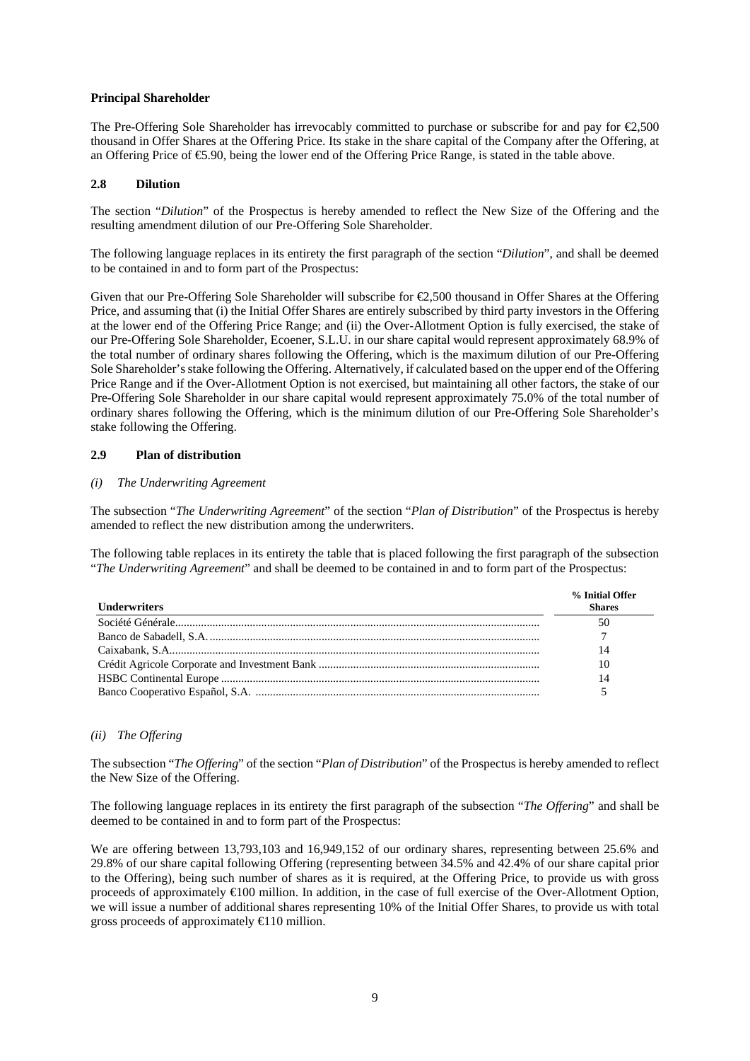**Principal Shareholder**

The Pre-Offering Sole Shareholder has irrevocably committed to purchase or subscribe for and pay for €2,500 thousand in Offer Shares at the Offering Price. Its stake in the share capital of the Company after the Offering, at an Offering Price of €5.90, being the lower end of the Offering Price Range, is stated in the table above.

## 2.8 Dilution

The section "*Dilution*" of the Prospectus is hereby amended to reflect the New Size of the Offering and the resulting amendment dilution of our Pre-Offering Sole Shareholder.

The following language replaces in its entirety the first paragraph of the section "*Dilution*", and shall be deemed to be contained in and to form part of the Prospectus:

Given that our Pre-Offering Sole Shareholder will subscribe for €2,500 thousand in Offer Shares at the Offering Price, and assuming that (i) the Initial Offer Shares are entirely subscribed by third party investors in the Offering at the lower end of the Offering Price Range; and (ii) the Over-Allotment Option is fully exercised, the stake of our Pre-Offering Sole Shareholder, Ecoener, S.L.U. in our share capital would represent approximately 68.9% of the total number of ordinary shares following the Offering, which is the maximum dilution of our Pre-Offering Sole Shareholder's stake following the Offering. Alternatively, if calculated based on the upper end of the Offering Price Range and if the Over-Allotment Option is not exercised, but maintaining all other factors, the stake of our Pre-Offering Sole Shareholder in our share capital would represent approximately 75.0% of the total number of ordinary shares following the Offering, which is the minimum dilution of our Pre-Offering Sole Shareholder's stake following the Offering.

## 2.9 Plan of distribution

### *(i) The Underwriting Agreement*

The subsection "*The Underwriting Agreement*" of the section "*Plan of Distribution*" of the Prospectus is hereby amended to reflect the new distribution among the underwriters.

The following table replaces in its entirety the table that is placed following the first paragraph of the subsection "*The Underwriting Agreement*" and shall be deemed to be contained in and to form part of the Prospectus:

| Underwriters | % Initial Offer Shares |
|---|---|
| Société Générale | 50 |
| Banco de Sabadell, S.A. | 7 |
| Caixabank, S.A. | 14 |
| Crédit Agricole Corporate and Investment Bank | 10 |
| HSBC Continental Europe | 14 |
| Banco Cooperativo Español, S.A. | 5 |

### *(ii) The Offering*

The subsection "*The Offering*" of the section "*Plan of Distribution*" of the Prospectus is hereby amended to reflect the New Size of the Offering.

The following language replaces in its entirety the first paragraph of the subsection "*The Offering*" and shall be deemed to be contained in and to form part of the Prospectus:

We are offering between 13,793,103 and 16,949,152 of our ordinary shares, representing between 25.6% and 29.8% of our share capital following Offering (representing between 34.5% and 42.4% of our share capital prior to the Offering), being such number of shares as it is required, at the Offering Price, to provide us with gross proceeds of approximately €100 million. In addition, in the case of full exercise of the Over-Allotment Option, we will issue a number of additional shares representing 10% of the Initial Offer Shares, to provide us with total gross proceeds of approximately €110 million.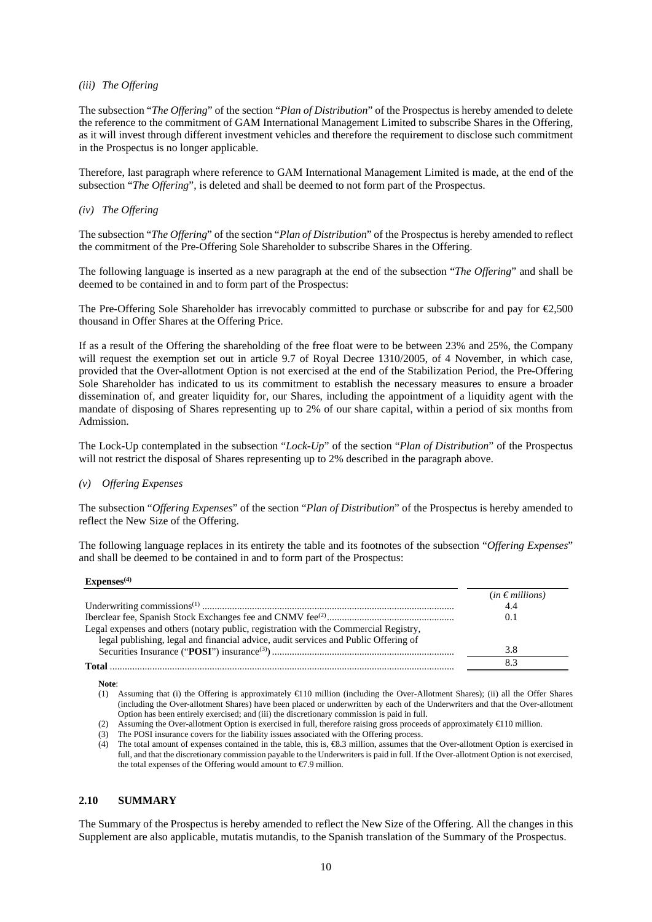*(iii) The Offering*

The subsection "*The Offering*" of the section "*Plan of Distribution*" of the Prospectus is hereby amended to delete the reference to the commitment of GAM International Management Limited to subscribe Shares in the Offering, as it will invest through different investment vehicles and therefore the requirement to disclose such commitment in the Prospectus is no longer applicable.

Therefore, last paragraph where reference to GAM International Management Limited is made, at the end of the subsection "*The Offering*", is deleted and shall be deemed to not form part of the Prospectus.

*(iv) The Offering*

The subsection "*The Offering*" of the section "*Plan of Distribution*" of the Prospectus is hereby amended to reflect the commitment of the Pre-Offering Sole Shareholder to subscribe Shares in the Offering.

The following language is inserted as a new paragraph at the end of the subsection "*The Offering*" and shall be deemed to be contained in and to form part of the Prospectus:

The Pre-Offering Sole Shareholder has irrevocably committed to purchase or subscribe for and pay for €2,500 thousand in Offer Shares at the Offering Price.

If as a result of the Offering the shareholding of the free float were to be between 23% and 25%, the Company will request the exemption set out in article 9.7 of Royal Decree 1310/2005, of 4 November, in which case, provided that the Over-allotment Option is not exercised at the end of the Stabilization Period, the Pre-Offering Sole Shareholder has indicated to us its commitment to establish the necessary measures to ensure a broader dissemination of, and greater liquidity for, our Shares, including the appointment of a liquidity agent with the mandate of disposing of Shares representing up to 2% of our share capital, within a period of six months from Admission.

The Lock-Up contemplated in the subsection "*Lock-Up*" of the section "*Plan of Distribution*" of the Prospectus will not restrict the disposal of Shares representing up to 2% described in the paragraph above.

*(v) Offering Expenses*

The subsection "*Offering Expenses*" of the section "*Plan of Distribution*" of the Prospectus is hereby amended to reflect the New Size of the Offering.

The following language replaces in its entirety the table and its footnotes of the subsection "*Offering Expenses*" and shall be deemed to be contained in and to form part of the Prospectus:

| **Expenses[(4)]** | |
|---|---|
| | *(in € millions)* |
| Underwriting commissions[(1)] | 4.4 |
| Iberclear fee, Spanish Stock Exchanges fee and CNMV fee[(2)] | 0.1 |
| Legal expenses and others (notary public, registration with the Commercial Registry, legal publishing, legal and financial advice, audit services and Public Offering of Securities Insurance ("**POSI**") insurance[(3)]) | 3.8 |
| **Total** | 8.3 |

**Note**:

(1) Assuming that (i) the Offering is approximately €110 million (including the Over-Allotment Shares); (ii) all the Offer Shares (including the Over-allotment Shares) have been placed or underwritten by each of the Underwriters and that the Over-allotment Option has been entirely exercised; and (iii) the discretionary commission is paid in full.

(2) Assuming the Over-allotment Option is exercised in full, therefore raising gross proceeds of approximately €110 million.

(3) The POSI insurance covers for the liability issues associated with the Offering process.

(4) The total amount of expenses contained in the table, this is, €8.3 million, assumes that the Over-allotment Option is exercised in full, and that the discretionary commission payable to the Underwriters is paid in full. If the Over-allotment Option is not exercised, the total expenses of the Offering would amount to €7.9 million.

## 2.10 SUMMARY

The Summary of the Prospectus is hereby amended to reflect the New Size of the Offering. All the changes in this Supplement are also applicable, mutatis mutandis, to the Spanish translation of the Summary of the Prospectus.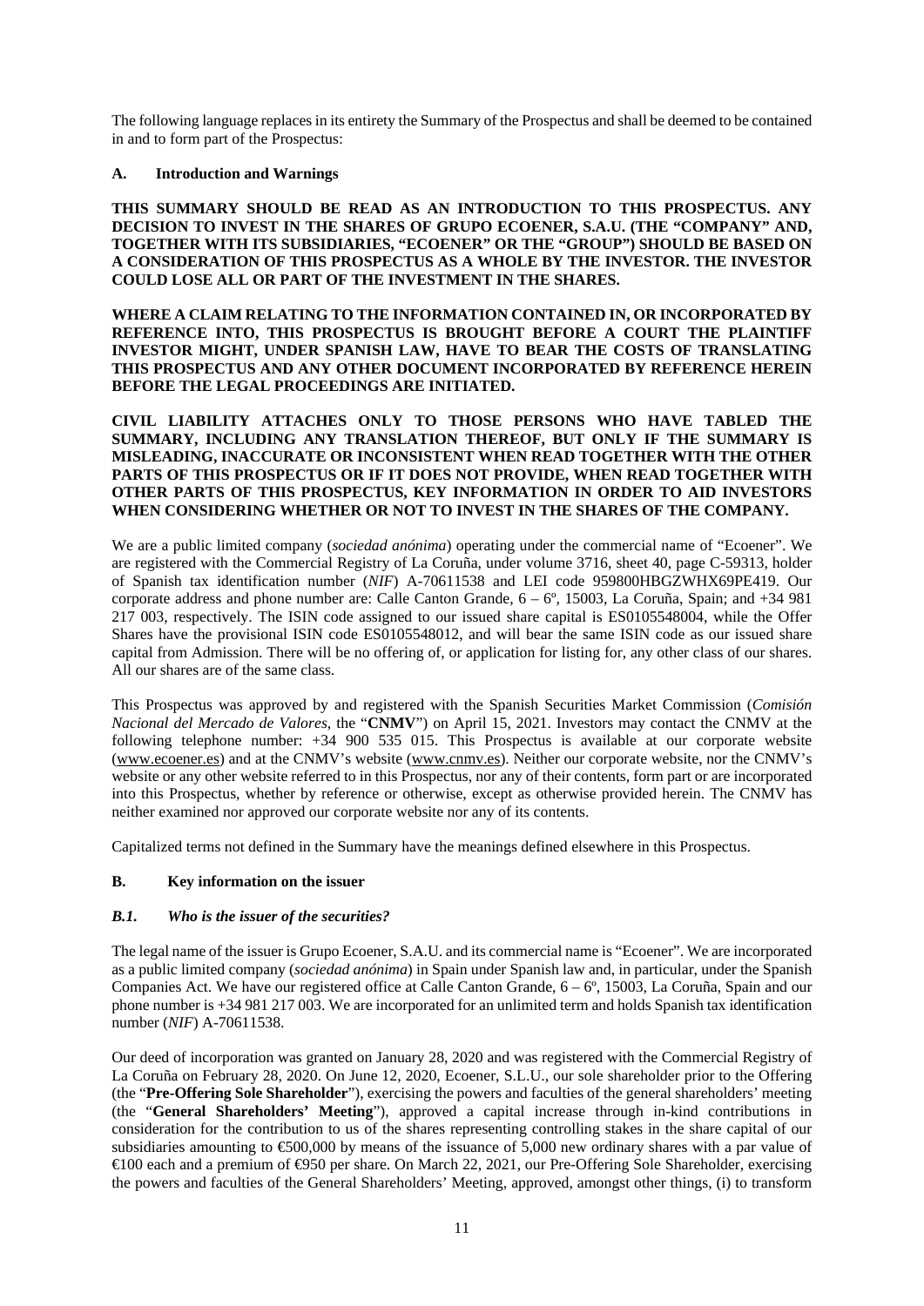The following language replaces in its entirety the Summary of the Prospectus and shall be deemed to be contained in and to form part of the Prospectus:

## A. Introduction and Warnings

**THIS SUMMARY SHOULD BE READ AS AN INTRODUCTION TO THIS PROSPECTUS. ANY DECISION TO INVEST IN THE SHARES OF GRUPO ECOENER, S.A.U. (THE "COMPANY" AND, TOGETHER WITH ITS SUBSIDIARIES, "ECOENER" OR THE "GROUP") SHOULD BE BASED ON A CONSIDERATION OF THIS PROSPECTUS AS A WHOLE BY THE INVESTOR. THE INVESTOR COULD LOSE ALL OR PART OF THE INVESTMENT IN THE SHARES.**

**WHERE A CLAIM RELATING TO THE INFORMATION CONTAINED IN, OR INCORPORATED BY REFERENCE INTO, THIS PROSPECTUS IS BROUGHT BEFORE A COURT THE PLAINTIFF INVESTOR MIGHT, UNDER SPANISH LAW, HAVE TO BEAR THE COSTS OF TRANSLATING THIS PROSPECTUS AND ANY OTHER DOCUMENT INCORPORATED BY REFERENCE HEREIN BEFORE THE LEGAL PROCEEDINGS ARE INITIATED.**

**CIVIL LIABILITY ATTACHES ONLY TO THOSE PERSONS WHO HAVE TABLED THE SUMMARY, INCLUDING ANY TRANSLATION THEREOF, BUT ONLY IF THE SUMMARY IS MISLEADING, INACCURATE OR INCONSISTENT WHEN READ TOGETHER WITH THE OTHER PARTS OF THIS PROSPECTUS OR IF IT DOES NOT PROVIDE, WHEN READ TOGETHER WITH OTHER PARTS OF THIS PROSPECTUS, KEY INFORMATION IN ORDER TO AID INVESTORS WHEN CONSIDERING WHETHER OR NOT TO INVEST IN THE SHARES OF THE COMPANY.**

We are a public limited company (*sociedad anónima*) operating under the commercial name of "Ecoener". We are registered with the Commercial Registry of La Coruña, under volume 3716, sheet 40, page C-59313, holder of Spanish tax identification number (*NIF*) A-70611538 and LEI code 959800HBGZWHX69PE419. Our corporate address and phone number are: Calle Canton Grande, 6 – 6º, 15003, La Coruña, Spain; and +34 981 217 003, respectively. The ISIN code assigned to our issued share capital is ES0105548004, while the Offer Shares have the provisional ISIN code ES0105548012, and will bear the same ISIN code as our issued share capital from Admission. There will be no offering of, or application for listing for, any other class of our shares. All our shares are of the same class.

This Prospectus was approved by and registered with the Spanish Securities Market Commission (*Comisión Nacional del Mercado de Valores*, the "**CNMV**") on April 15, 2021. Investors may contact the CNMV at the following telephone number: +34 900 535 015. This Prospectus is available at our corporate website (www.ecoener.es) and at the CNMV's website (www.cnmv.es). Neither our corporate website, nor the CNMV's website or any other website referred to in this Prospectus, nor any of their contents, form part or are incorporated into this Prospectus, whether by reference or otherwise, except as otherwise provided herein. The CNMV has neither examined nor approved our corporate website nor any of its contents.

Capitalized terms not defined in the Summary have the meanings defined elsewhere in this Prospectus.

## B. Key information on the issuer

### *B.1. Who is the issuer of the securities?*

The legal name of the issuer is Grupo Ecoener, S.A.U. and its commercial name is "Ecoener". We are incorporated as a public limited company (*sociedad anónima*) in Spain under Spanish law and, in particular, under the Spanish Companies Act. We have our registered office at Calle Canton Grande, 6 – 6º, 15003, La Coruña, Spain and our phone number is +34 981 217 003. We are incorporated for an unlimited term and holds Spanish tax identification number (*NIF*) A-70611538.

Our deed of incorporation was granted on January 28, 2020 and was registered with the Commercial Registry of La Coruña on February 28, 2020. On June 12, 2020, Ecoener, S.L.U., our sole shareholder prior to the Offering (the "**Pre-Offering Sole Shareholder**"), exercising the powers and faculties of the general shareholders' meeting (the "**General Shareholders' Meeting**"), approved a capital increase through in-kind contributions in consideration for the contribution to us of the shares representing controlling stakes in the share capital of our subsidiaries amounting to €500,000 by means of the issuance of 5,000 new ordinary shares with a par value of €100 each and a premium of €950 per share. On March 22, 2021, our Pre-Offering Sole Shareholder, exercising the powers and faculties of the General Shareholders' Meeting, approved, amongst other things, (i) to transform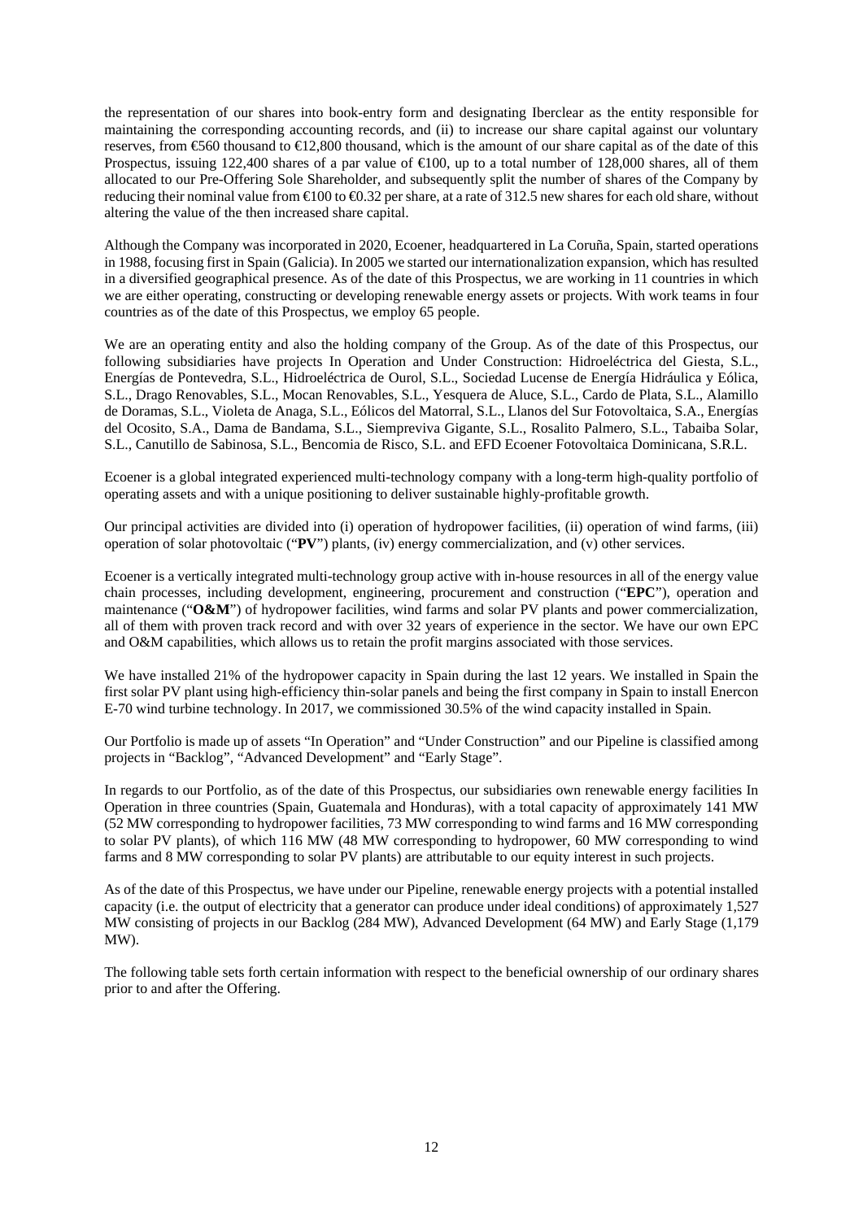the representation of our shares into book-entry form and designating Iberclear as the entity responsible for maintaining the corresponding accounting records, and (ii) to increase our share capital against our voluntary reserves, from €560 thousand to €12,800 thousand, which is the amount of our share capital as of the date of this Prospectus, issuing 122,400 shares of a par value of €100, up to a total number of 128,000 shares, all of them allocated to our Pre-Offering Sole Shareholder, and subsequently split the number of shares of the Company by reducing their nominal value from €100 to €0.32 per share, at a rate of 312.5 new shares for each old share, without altering the value of the then increased share capital.

Although the Company was incorporated in 2020, Ecoener, headquartered in La Coruña, Spain, started operations in 1988, focusing first in Spain (Galicia). In 2005 we started our internationalization expansion, which has resulted in a diversified geographical presence. As of the date of this Prospectus, we are working in 11 countries in which we are either operating, constructing or developing renewable energy assets or projects. With work teams in four countries as of the date of this Prospectus, we employ 65 people.

We are an operating entity and also the holding company of the Group. As of the date of this Prospectus, our following subsidiaries have projects In Operation and Under Construction: Hidroeléctrica del Giesta, S.L., Energías de Pontevedra, S.L., Hidroeléctrica de Ourol, S.L., Sociedad Lucense de Energía Hidráulica y Eólica, S.L., Drago Renovables, S.L., Mocan Renovables, S.L., Yesquera de Aluce, S.L., Cardo de Plata, S.L., Alamillo de Doramas, S.L., Violeta de Anaga, S.L., Eólicos del Matorral, S.L., Llanos del Sur Fotovoltaica, S.A., Energías del Ocosito, S.A., Dama de Bandama, S.L., Siempreviva Gigante, S.L., Rosalito Palmero, S.L., Tabaiba Solar, S.L., Canutillo de Sabinosa, S.L., Bencomia de Risco, S.L. and EFD Ecoener Fotovoltaica Dominicana, S.R.L.

Ecoener is a global integrated experienced multi-technology company with a long-term high-quality portfolio of operating assets and with a unique positioning to deliver sustainable highly-profitable growth.

Our principal activities are divided into (i) operation of hydropower facilities, (ii) operation of wind farms, (iii) operation of solar photovoltaic ("**PV**") plants, (iv) energy commercialization, and (v) other services.

Ecoener is a vertically integrated multi-technology group active with in-house resources in all of the energy value chain processes, including development, engineering, procurement and construction ("**EPC**"), operation and maintenance ("**O&M**") of hydropower facilities, wind farms and solar PV plants and power commercialization, all of them with proven track record and with over 32 years of experience in the sector. We have our own EPC and O&M capabilities, which allows us to retain the profit margins associated with those services.

We have installed 21% of the hydropower capacity in Spain during the last 12 years. We installed in Spain the first solar PV plant using high-efficiency thin-solar panels and being the first company in Spain to install Enercon E-70 wind turbine technology. In 2017, we commissioned 30.5% of the wind capacity installed in Spain.

Our Portfolio is made up of assets "In Operation" and "Under Construction" and our Pipeline is classified among projects in "Backlog", "Advanced Development" and "Early Stage".

In regards to our Portfolio, as of the date of this Prospectus, our subsidiaries own renewable energy facilities In Operation in three countries (Spain, Guatemala and Honduras), with a total capacity of approximately 141 MW (52 MW corresponding to hydropower facilities, 73 MW corresponding to wind farms and 16 MW corresponding to solar PV plants), of which 116 MW (48 MW corresponding to hydropower, 60 MW corresponding to wind farms and 8 MW corresponding to solar PV plants) are attributable to our equity interest in such projects.

As of the date of this Prospectus, we have under our Pipeline, renewable energy projects with a potential installed capacity (i.e. the output of electricity that a generator can produce under ideal conditions) of approximately 1,527 MW consisting of projects in our Backlog (284 MW), Advanced Development (64 MW) and Early Stage (1,179 MW).

The following table sets forth certain information with respect to the beneficial ownership of our ordinary shares prior to and after the Offering.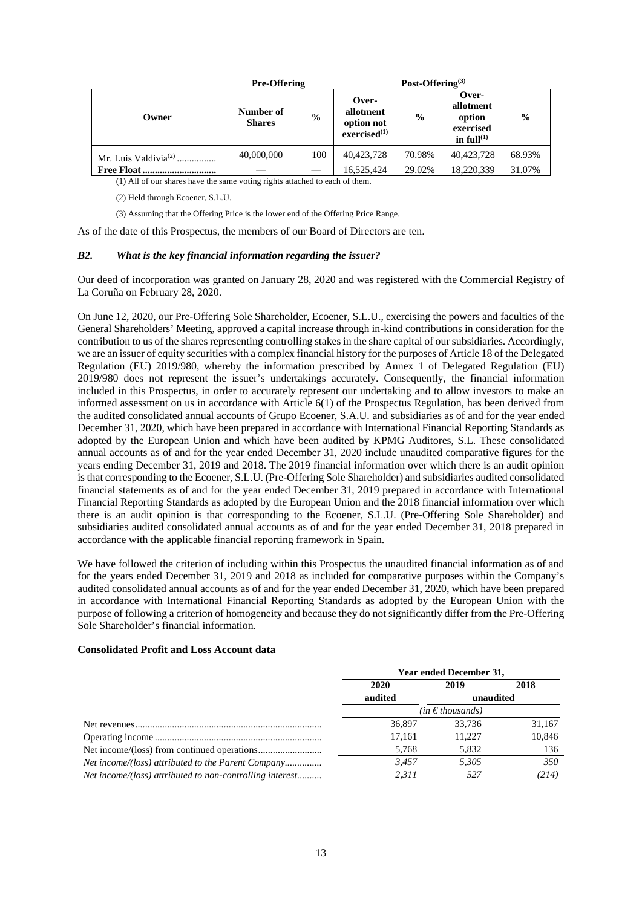| Owner | Pre-Offering | | Post-Offering[(3)] | | | |
|---|---|---|---|---|---|---|
| | Number of Shares | % | Over-allotment option not exercised[(1)] | % | Over-allotment option exercised in full[(1)] | % |
| Mr. Luis Valdivia[(2)] ................ | 40,000,000 | 100 | 40,423,728 | 70.98% | 40,423,728 | 68.93% |
| **Free Float ..............................** | — | — | 16,525,424 | 29.02% | 18,220,339 | 31.07% |

(1) All of our shares have the same voting rights attached to each of them.

(2) Held through Ecoener, S.L.U.

(3) Assuming that the Offering Price is the lower end of the Offering Price Range.

As of the date of this Prospectus, the members of our Board of Directors are ten.

### *B2. What is the key financial information regarding the issuer?*

Our deed of incorporation was granted on January 28, 2020 and was registered with the Commercial Registry of La Coruña on February 28, 2020.

On June 12, 2020, our Pre-Offering Sole Shareholder, Ecoener, S.L.U., exercising the powers and faculties of the General Shareholders' Meeting, approved a capital increase through in-kind contributions in consideration for the contribution to us of the shares representing controlling stakes in the share capital of our subsidiaries. Accordingly, we are an issuer of equity securities with a complex financial history for the purposes of Article 18 of the Delegated Regulation (EU) 2019/980, whereby the information prescribed by Annex 1 of Delegated Regulation (EU) 2019/980 does not represent the issuer's undertakings accurately. Consequently, the financial information included in this Prospectus, in order to accurately represent our undertaking and to allow investors to make an informed assessment on us in accordance with Article 6(1) of the Prospectus Regulation, has been derived from the audited consolidated annual accounts of Grupo Ecoener, S.A.U. and subsidiaries as of and for the year ended December 31, 2020, which have been prepared in accordance with International Financial Reporting Standards as adopted by the European Union and which have been audited by KPMG Auditores, S.L. These consolidated annual accounts as of and for the year ended December 31, 2020 include unaudited comparative figures for the years ending December 31, 2019 and 2018. The 2019 financial information over which there is an audit opinion is that corresponding to the Ecoener, S.L.U. (Pre-Offering Sole Shareholder) and subsidiaries audited consolidated financial statements as of and for the year ended December 31, 2019 prepared in accordance with International Financial Reporting Standards as adopted by the European Union and the 2018 financial information over which there is an audit opinion is that corresponding to the Ecoener, S.L.U. (Pre-Offering Sole Shareholder) and subsidiaries audited consolidated annual accounts as of and for the year ended December 31, 2018 prepared in accordance with the applicable financial reporting framework in Spain.

We have followed the criterion of including within this Prospectus the unaudited financial information as of and for the years ended December 31, 2019 and 2018 as included for comparative purposes within the Company's audited consolidated annual accounts as of and for the year ended December 31, 2020, which have been prepared in accordance with International Financial Reporting Standards as adopted by the European Union with the purpose of following a criterion of homogeneity and because they do not significantly differ from the Pre-Offering Sole Shareholder's financial information.

**Consolidated Profit and Loss Account data**

| | Year ended December 31, | | |
|---|---|---|---|
| | 2020 | 2019 | 2018 |
| | audited | unaudited | |
| | *(in € thousands)* | | |
| Net revenues........................................................................... | 36,897 | 33,736 | 31,167 |
| Operating income ................................................................... | 17,161 | 11,227 | 10,846 |
| Net income/(loss) from continued operations.......................... | 5,768 | 5,832 | 136 |
| *Net income/(loss) attributed to the Parent Company...............* | *3,457* | *5,305* | *350* |
| *Net income/(loss) attributed to non-controlling interest..........* | *2,311* | *527* | *(214)* |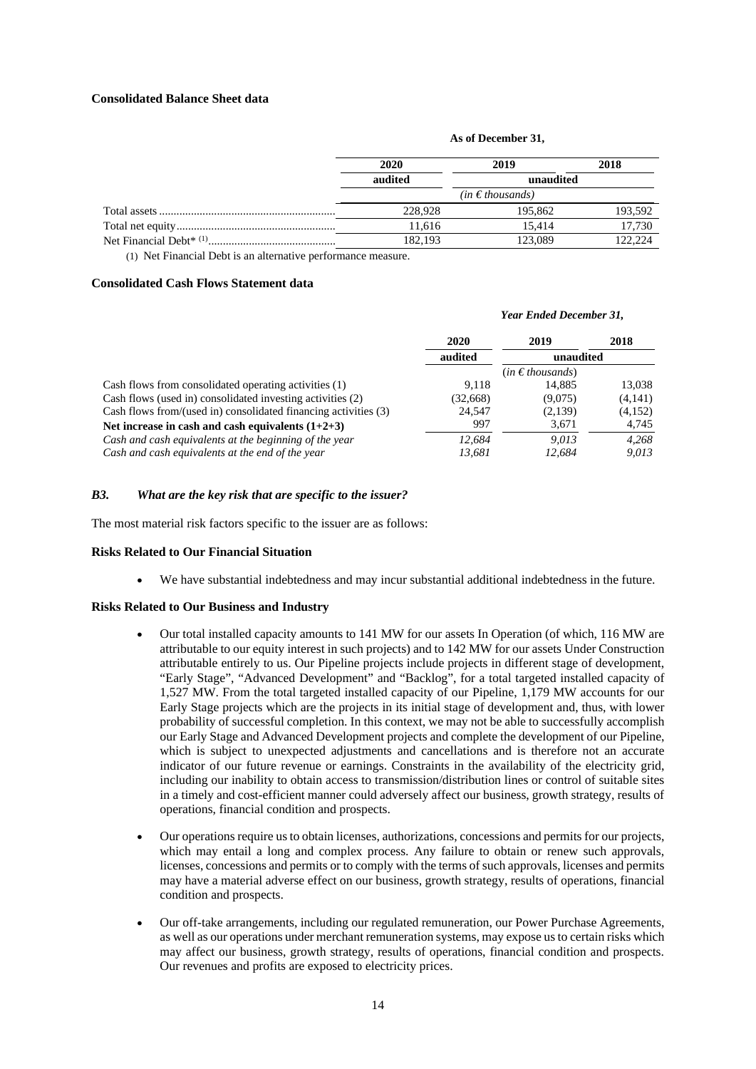**Consolidated Balance Sheet data**

| | As of December 31, | | |
|---|---|---|---|
| | 2020 | 2019 | 2018 |
| | audited | unaudited | |
| | *(in € thousands)* | | |
| Total assets | 228,928 | 195,862 | 193,592 |
| Total net equity | 11,616 | 15,414 | 17,730 |
| Net Financial Debt* [(1)] | 182,193 | 123,089 | 122,224 |

(1) Net Financial Debt is an alternative performance measure.

**Consolidated Cash Flows Statement data**

| | *Year Ended December 31,* | | |
|---|---|---|---|
| | 2020 | 2019 | 2018 |
| | audited | unaudited | |
| | (*in € thousands*) | | |
| Cash flows from consolidated operating activities (1) | 9,118 | 14,885 | 13,038 |
| Cash flows (used in) consolidated investing activities (2) | (32,668) | (9,075) | (4,141) |
| Cash flows from/(used in) consolidated financing activities (3) | 24,547 | (2,139) | (4,152) |
| **Net increase in cash and cash equivalents (1+2+3)** | 997 | 3,671 | 4,745 |
| *Cash and cash equivalents at the beginning of the year* | *12,684* | *9,013* | *4,268* |
| *Cash and cash equivalents at the end of the year* | *13,681* | *12,684* | *9,013* |

### *B3. What are the key risk that are specific to the issuer?*

The most material risk factors specific to the issuer are as follows:

**Risks Related to Our Financial Situation**

- We have substantial indebtedness and may incur substantial additional indebtedness in the future.

**Risks Related to Our Business and Industry**

- Our total installed capacity amounts to 141 MW for our assets In Operation (of which, 116 MW are attributable to our equity interest in such projects) and to 142 MW for our assets Under Construction attributable entirely to us. Our Pipeline projects include projects in different stage of development, "Early Stage", "Advanced Development" and "Backlog", for a total targeted installed capacity of 1,527 MW. From the total targeted installed capacity of our Pipeline, 1,179 MW accounts for our Early Stage projects which are the projects in its initial stage of development and, thus, with lower probability of successful completion. In this context, we may not be able to successfully accomplish our Early Stage and Advanced Development projects and complete the development of our Pipeline, which is subject to unexpected adjustments and cancellations and is therefore not an accurate indicator of our future revenue or earnings. Constraints in the availability of the electricity grid, including our inability to obtain access to transmission/distribution lines or control of suitable sites in a timely and cost-efficient manner could adversely affect our business, growth strategy, results of operations, financial condition and prospects.

- Our operations require us to obtain licenses, authorizations, concessions and permits for our projects, which may entail a long and complex process. Any failure to obtain or renew such approvals, licenses, concessions and permits or to comply with the terms of such approvals, licenses and permits may have a material adverse effect on our business, growth strategy, results of operations, financial condition and prospects.

- Our off-take arrangements, including our regulated remuneration, our Power Purchase Agreements, as well as our operations under merchant remuneration systems, may expose us to certain risks which may affect our business, growth strategy, results of operations, financial condition and prospects. Our revenues and profits are exposed to electricity prices.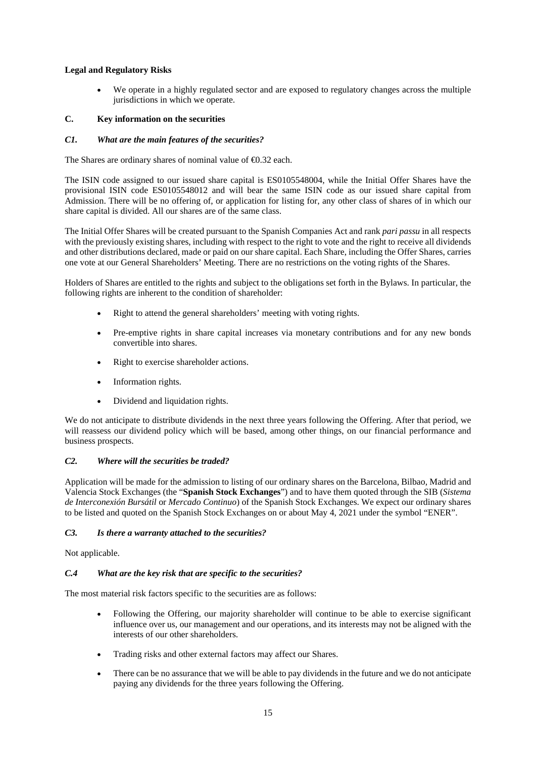**Legal and Regulatory Risks**

- We operate in a highly regulated sector and are exposed to regulatory changes across the multiple jurisdictions in which we operate.

## C. Key information on the securities

### *C1. What are the main features of the securities?*

The Shares are ordinary shares of nominal value of €0.32 each.

The ISIN code assigned to our issued share capital is ES0105548004, while the Initial Offer Shares have the provisional ISIN code ES0105548012 and will bear the same ISIN code as our issued share capital from Admission. There will be no offering of, or application for listing for, any other class of shares of in which our share capital is divided. All our shares are of the same class.

The Initial Offer Shares will be created pursuant to the Spanish Companies Act and rank *pari passu* in all respects with the previously existing shares, including with respect to the right to vote and the right to receive all dividends and other distributions declared, made or paid on our share capital. Each Share, including the Offer Shares, carries one vote at our General Shareholders' Meeting. There are no restrictions on the voting rights of the Shares.

Holders of Shares are entitled to the rights and subject to the obligations set forth in the Bylaws. In particular, the following rights are inherent to the condition of shareholder:

- Right to attend the general shareholders' meeting with voting rights.
- Pre-emptive rights in share capital increases via monetary contributions and for any new bonds convertible into shares.
- Right to exercise shareholder actions.
- Information rights.
- Dividend and liquidation rights.

We do not anticipate to distribute dividends in the next three years following the Offering. After that period, we will reassess our dividend policy which will be based, among other things, on our financial performance and business prospects.

### *C2. Where will the securities be traded?*

Application will be made for the admission to listing of our ordinary shares on the Barcelona, Bilbao, Madrid and Valencia Stock Exchanges (the "**Spanish Stock Exchanges**") and to have them quoted through the SIB (*Sistema de Interconexión Bursátil* or *Mercado Continuo*) of the Spanish Stock Exchanges. We expect our ordinary shares to be listed and quoted on the Spanish Stock Exchanges on or about May 4, 2021 under the symbol "ENER".

### *C3. Is there a warranty attached to the securities?*

Not applicable.

### *C.4 What are the key risk that are specific to the securities?*

The most material risk factors specific to the securities are as follows:

- Following the Offering, our majority shareholder will continue to be able to exercise significant influence over us, our management and our operations, and its interests may not be aligned with the interests of our other shareholders.
- Trading risks and other external factors may affect our Shares.
- There can be no assurance that we will be able to pay dividends in the future and we do not anticipate paying any dividends for the three years following the Offering.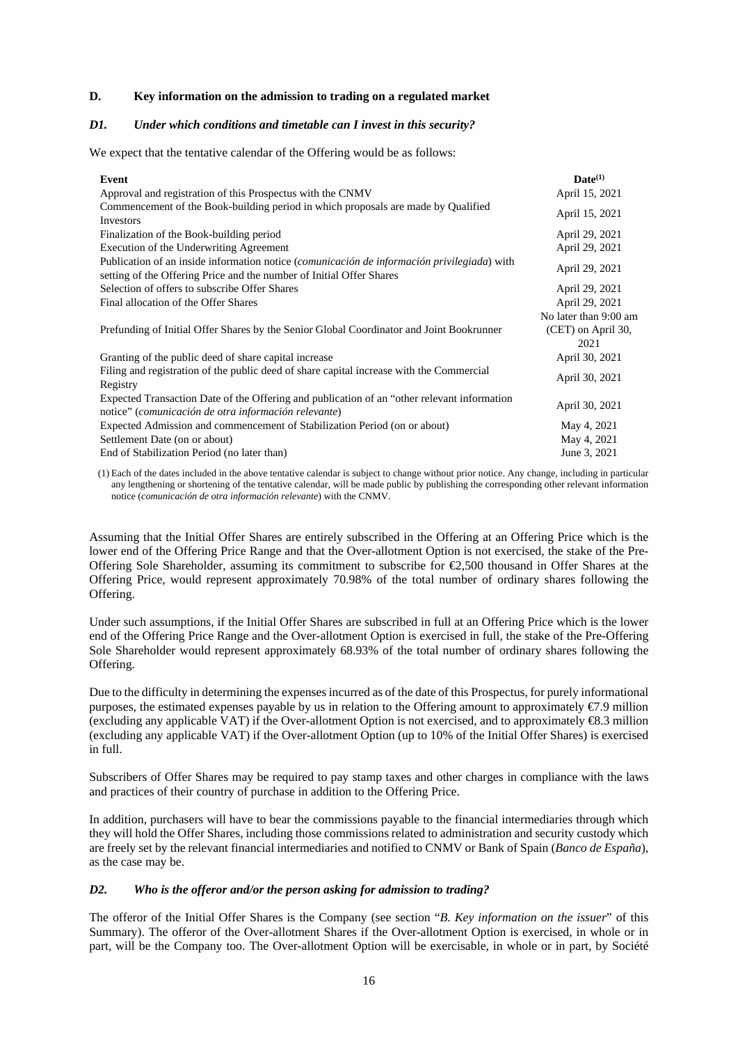## D. Key information on the admission to trading on a regulated market

### *D1. Under which conditions and timetable can I invest in this security?*

We expect that the tentative calendar of the Offering would be as follows:

| Event | Date[(1)] |
|---|---|
| Approval and registration of this Prospectus with the CNMV | April 15, 2021 |
| Commencement of the Book-building period in which proposals are made by Qualified Investors | April 15, 2021 |
| Finalization of the Book-building period | April 29, 2021 |
| Execution of the Underwriting Agreement | April 29, 2021 |
| Publication of an inside information notice (*comunicación de información privilegiada*) with setting of the Offering Price and the number of Initial Offer Shares | April 29, 2021 |
| Selection of offers to subscribe Offer Shares | April 29, 2021 |
| Final allocation of the Offer Shares | April 29, 2021 |
| Prefunding of Initial Offer Shares by the Senior Global Coordinator and Joint Bookrunner | No later than 9:00 am (CET) on April 30, 2021 |
| Granting of the public deed of share capital increase | April 30, 2021 |
| Filing and registration of the public deed of share capital increase with the Commercial Registry | April 30, 2021 |
| Expected Transaction Date of the Offering and publication of an "other relevant information notice" (*comunicación de otra información relevante*) | April 30, 2021 |
| Expected Admission and commencement of Stabilization Period (on or about) | May 4, 2021 |
| Settlement Date (on or about) | May 4, 2021 |
| End of Stabilization Period (no later than) | June 3, 2021 |

(1) Each of the dates included in the above tentative calendar is subject to change without prior notice. Any change, including in particular any lengthening or shortening of the tentative calendar, will be made public by publishing the corresponding other relevant information notice (*comunicación de otra información relevante*) with the CNMV.

Assuming that the Initial Offer Shares are entirely subscribed in the Offering at an Offering Price which is the lower end of the Offering Price Range and that the Over-allotment Option is not exercised, the stake of the Pre-Offering Sole Shareholder, assuming its commitment to subscribe for €2,500 thousand in Offer Shares at the Offering Price, would represent approximately 70.98% of the total number of ordinary shares following the Offering.

Under such assumptions, if the Initial Offer Shares are subscribed in full at an Offering Price which is the lower end of the Offering Price Range and the Over-allotment Option is exercised in full, the stake of the Pre-Offering Sole Shareholder would represent approximately 68.93% of the total number of ordinary shares following the Offering.

Due to the difficulty in determining the expenses incurred as of the date of this Prospectus, for purely informational purposes, the estimated expenses payable by us in relation to the Offering amount to approximately €7.9 million (excluding any applicable VAT) if the Over-allotment Option is not exercised, and to approximately €8.3 million (excluding any applicable VAT) if the Over-allotment Option (up to 10% of the Initial Offer Shares) is exercised in full.

Subscribers of Offer Shares may be required to pay stamp taxes and other charges in compliance with the laws and practices of their country of purchase in addition to the Offering Price.

In addition, purchasers will have to bear the commissions payable to the financial intermediaries through which they will hold the Offer Shares, including those commissions related to administration and security custody which are freely set by the relevant financial intermediaries and notified to CNMV or Bank of Spain (*Banco de España*), as the case may be.

### *D2. Who is the offeror and/or the person asking for admission to trading?*

The offeror of the Initial Offer Shares is the Company (see section "*B. Key information on the issuer*" of this Summary). The offeror of the Over-allotment Shares if the Over-allotment Option is exercised, in whole or in part, will be the Company too. The Over-allotment Option will be exercisable, in whole or in part, by Société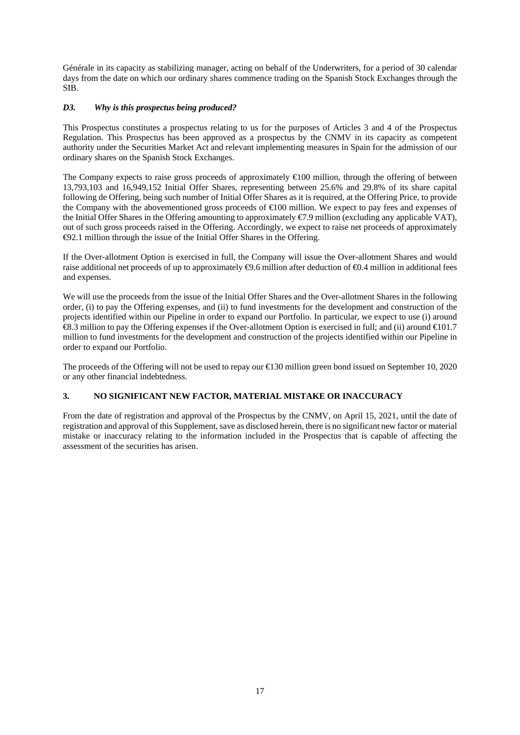Générale in its capacity as stabilizing manager, acting on behalf of the Underwriters, for a period of 30 calendar days from the date on which our ordinary shares commence trading on the Spanish Stock Exchanges through the SIB.

### *D3. Why is this prospectus being produced?*

This Prospectus constitutes a prospectus relating to us for the purposes of Articles 3 and 4 of the Prospectus Regulation. This Prospectus has been approved as a prospectus by the CNMV in its capacity as competent authority under the Securities Market Act and relevant implementing measures in Spain for the admission of our ordinary shares on the Spanish Stock Exchanges.

The Company expects to raise gross proceeds of approximately €100 million, through the offering of between 13,793,103 and 16,949,152 Initial Offer Shares, representing between 25.6% and 29.8% of its share capital following de Offering, being such number of Initial Offer Shares as it is required, at the Offering Price, to provide the Company with the abovementioned gross proceeds of €100 million. We expect to pay fees and expenses of the Initial Offer Shares in the Offering amounting to approximately €7.9 million (excluding any applicable VAT), out of such gross proceeds raised in the Offering. Accordingly, we expect to raise net proceeds of approximately €92.1 million through the issue of the Initial Offer Shares in the Offering.

If the Over-allotment Option is exercised in full, the Company will issue the Over-allotment Shares and would raise additional net proceeds of up to approximately €9.6 million after deduction of €0.4 million in additional fees and expenses.

We will use the proceeds from the issue of the Initial Offer Shares and the Over-allotment Shares in the following order, (i) to pay the Offering expenses, and (ii) to fund investments for the development and construction of the projects identified within our Pipeline in order to expand our Portfolio. In particular, we expect to use (i) around €8.3 million to pay the Offering expenses if the Over-allotment Option is exercised in full; and (ii) around €101.7 million to fund investments for the development and construction of the projects identified within our Pipeline in order to expand our Portfolio.

The proceeds of the Offering will not be used to repay our €130 million green bond issued on September 10, 2020 or any other financial indebtedness.

## 3. NO SIGNIFICANT NEW FACTOR, MATERIAL MISTAKE OR INACCURACY

From the date of registration and approval of the Prospectus by the CNMV, on April 15, 2021, until the date of registration and approval of this Supplement, save as disclosed herein, there is no significant new factor or material mistake or inaccuracy relating to the information included in the Prospectus that is capable of affecting the assessment of the securities has arisen.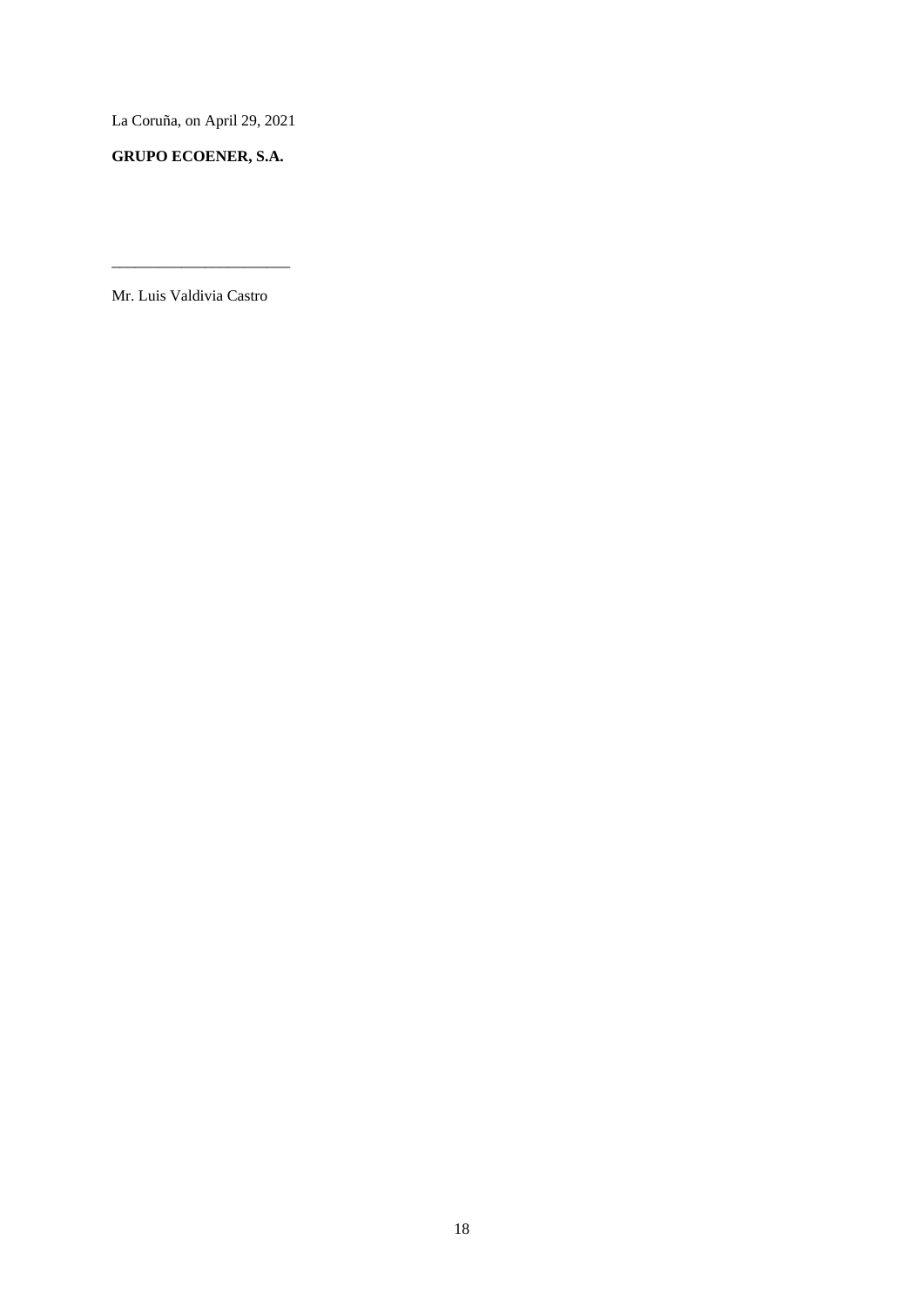La Coruña, on April 29, 2021

**GRUPO ECOENER, S.A.**

\_\_\_\_\_\_\_\_\_\_\_\_\_\_\_\_\_\_\_\_\_\_\_\_

Mr. Luis Valdivia Castro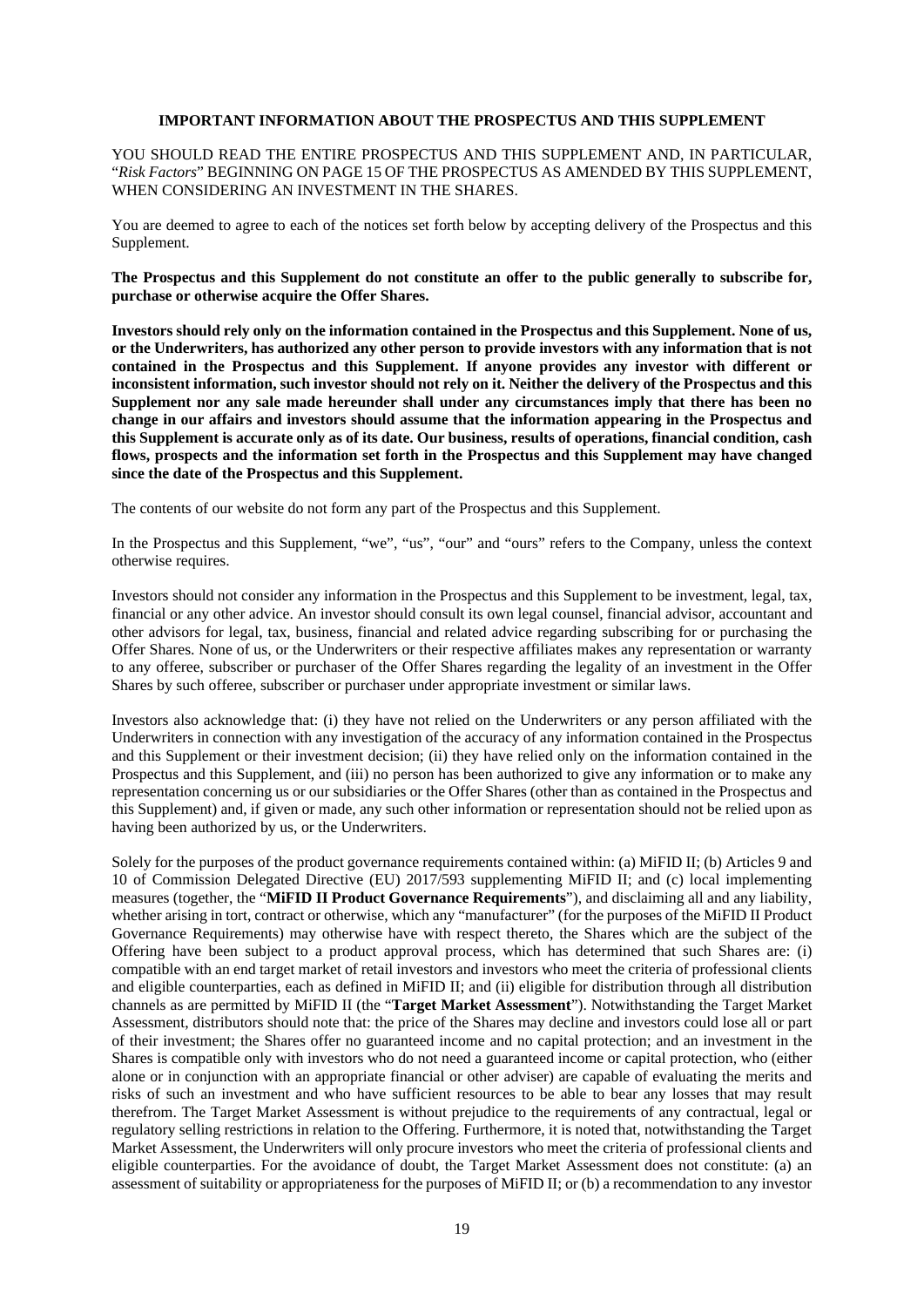## IMPORTANT INFORMATION ABOUT THE PROSPECTUS AND THIS SUPPLEMENT

YOU SHOULD READ THE ENTIRE PROSPECTUS AND THIS SUPPLEMENT AND, IN PARTICULAR, "*Risk Factors*" BEGINNING ON PAGE 15 OF THE PROSPECTUS AS AMENDED BY THIS SUPPLEMENT, WHEN CONSIDERING AN INVESTMENT IN THE SHARES.

You are deemed to agree to each of the notices set forth below by accepting delivery of the Prospectus and this Supplement.

**The Prospectus and this Supplement do not constitute an offer to the public generally to subscribe for, purchase or otherwise acquire the Offer Shares.**

**Investors should rely only on the information contained in the Prospectus and this Supplement. None of us, or the Underwriters, has authorized any other person to provide investors with any information that is not contained in the Prospectus and this Supplement. If anyone provides any investor with different or inconsistent information, such investor should not rely on it. Neither the delivery of the Prospectus and this Supplement nor any sale made hereunder shall under any circumstances imply that there has been no change in our affairs and investors should assume that the information appearing in the Prospectus and this Supplement is accurate only as of its date. Our business, results of operations, financial condition, cash flows, prospects and the information set forth in the Prospectus and this Supplement may have changed since the date of the Prospectus and this Supplement.**

The contents of our website do not form any part of the Prospectus and this Supplement.

In the Prospectus and this Supplement, "we", "us", "our" and "ours" refers to the Company, unless the context otherwise requires.

Investors should not consider any information in the Prospectus and this Supplement to be investment, legal, tax, financial or any other advice. An investor should consult its own legal counsel, financial advisor, accountant and other advisors for legal, tax, business, financial and related advice regarding subscribing for or purchasing the Offer Shares. None of us, or the Underwriters or their respective affiliates makes any representation or warranty to any offeree, subscriber or purchaser of the Offer Shares regarding the legality of an investment in the Offer Shares by such offeree, subscriber or purchaser under appropriate investment or similar laws.

Investors also acknowledge that: (i) they have not relied on the Underwriters or any person affiliated with the Underwriters in connection with any investigation of the accuracy of any information contained in the Prospectus and this Supplement or their investment decision; (ii) they have relied only on the information contained in the Prospectus and this Supplement, and (iii) no person has been authorized to give any information or to make any representation concerning us or our subsidiaries or the Offer Shares (other than as contained in the Prospectus and this Supplement) and, if given or made, any such other information or representation should not be relied upon as having been authorized by us, or the Underwriters.

Solely for the purposes of the product governance requirements contained within: (a) MiFID II; (b) Articles 9 and 10 of Commission Delegated Directive (EU) 2017/593 supplementing MiFID II; and (c) local implementing measures (together, the "**MiFID II Product Governance Requirements**"), and disclaiming all and any liability, whether arising in tort, contract or otherwise, which any "manufacturer" (for the purposes of the MiFID II Product Governance Requirements) may otherwise have with respect thereto, the Shares which are the subject of the Offering have been subject to a product approval process, which has determined that such Shares are: (i) compatible with an end target market of retail investors and investors who meet the criteria of professional clients and eligible counterparties, each as defined in MiFID II; and (ii) eligible for distribution through all distribution channels as are permitted by MiFID II (the "**Target Market Assessment**"). Notwithstanding the Target Market Assessment, distributors should note that: the price of the Shares may decline and investors could lose all or part of their investment; the Shares offer no guaranteed income and no capital protection; and an investment in the Shares is compatible only with investors who do not need a guaranteed income or capital protection, who (either alone or in conjunction with an appropriate financial or other adviser) are capable of evaluating the merits and risks of such an investment and who have sufficient resources to be able to bear any losses that may result therefrom. The Target Market Assessment is without prejudice to the requirements of any contractual, legal or regulatory selling restrictions in relation to the Offering. Furthermore, it is noted that, notwithstanding the Target Market Assessment, the Underwriters will only procure investors who meet the criteria of professional clients and eligible counterparties. For the avoidance of doubt, the Target Market Assessment does not constitute: (a) an assessment of suitability or appropriateness for the purposes of MiFID II; or (b) a recommendation to any investor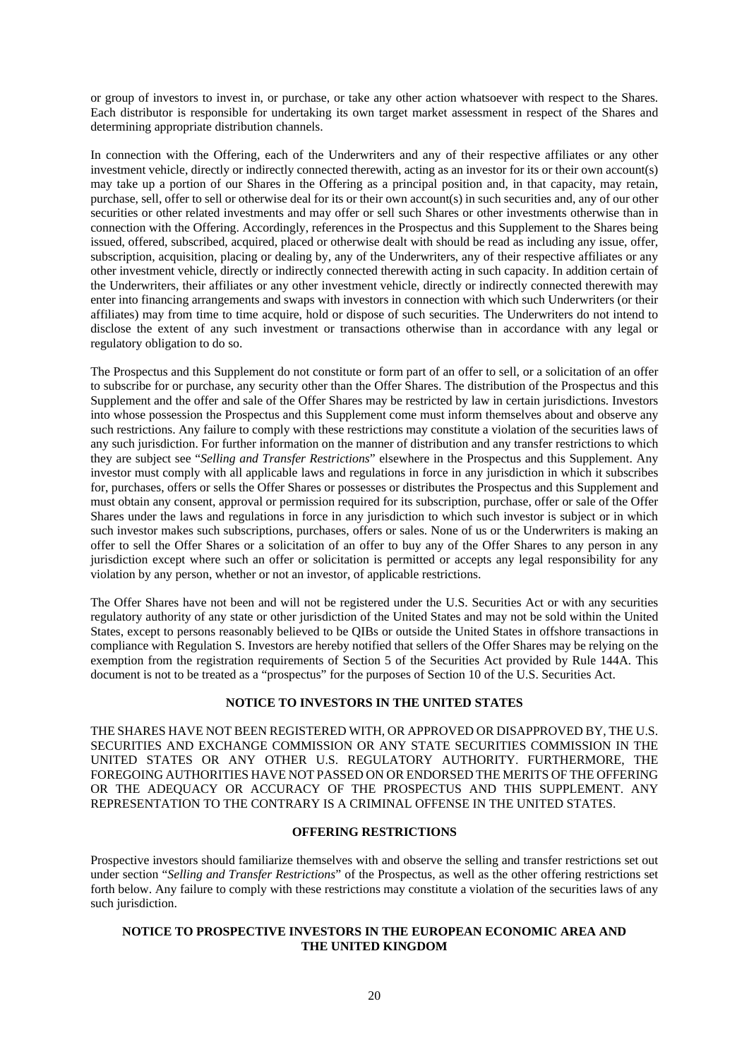or group of investors to invest in, or purchase, or take any other action whatsoever with respect to the Shares. Each distributor is responsible for undertaking its own target market assessment in respect of the Shares and determining appropriate distribution channels.

In connection with the Offering, each of the Underwriters and any of their respective affiliates or any other investment vehicle, directly or indirectly connected therewith, acting as an investor for its or their own account(s) may take up a portion of our Shares in the Offering as a principal position and, in that capacity, may retain, purchase, sell, offer to sell or otherwise deal for its or their own account(s) in such securities and, any of our other securities or other related investments and may offer or sell such Shares or other investments otherwise than in connection with the Offering. Accordingly, references in the Prospectus and this Supplement to the Shares being issued, offered, subscribed, acquired, placed or otherwise dealt with should be read as including any issue, offer, subscription, acquisition, placing or dealing by, any of the Underwriters, any of their respective affiliates or any other investment vehicle, directly or indirectly connected therewith acting in such capacity. In addition certain of the Underwriters, their affiliates or any other investment vehicle, directly or indirectly connected therewith may enter into financing arrangements and swaps with investors in connection with which such Underwriters (or their affiliates) may from time to time acquire, hold or dispose of such securities. The Underwriters do not intend to disclose the extent of any such investment or transactions otherwise than in accordance with any legal or regulatory obligation to do so.

The Prospectus and this Supplement do not constitute or form part of an offer to sell, or a solicitation of an offer to subscribe for or purchase, any security other than the Offer Shares. The distribution of the Prospectus and this Supplement and the offer and sale of the Offer Shares may be restricted by law in certain jurisdictions. Investors into whose possession the Prospectus and this Supplement come must inform themselves about and observe any such restrictions. Any failure to comply with these restrictions may constitute a violation of the securities laws of any such jurisdiction. For further information on the manner of distribution and any transfer restrictions to which they are subject see "*Selling and Transfer Restrictions*" elsewhere in the Prospectus and this Supplement. Any investor must comply with all applicable laws and regulations in force in any jurisdiction in which it subscribes for, purchases, offers or sells the Offer Shares or possesses or distributes the Prospectus and this Supplement and must obtain any consent, approval or permission required for its subscription, purchase, offer or sale of the Offer Shares under the laws and regulations in force in any jurisdiction to which such investor is subject or in which such investor makes such subscriptions, purchases, offers or sales. None of us or the Underwriters is making an offer to sell the Offer Shares or a solicitation of an offer to buy any of the Offer Shares to any person in any jurisdiction except where such an offer or solicitation is permitted or accepts any legal responsibility for any violation by any person, whether or not an investor, of applicable restrictions.

The Offer Shares have not been and will not be registered under the U.S. Securities Act or with any securities regulatory authority of any state or other jurisdiction of the United States and may not be sold within the United States, except to persons reasonably believed to be QIBs or outside the United States in offshore transactions in compliance with Regulation S. Investors are hereby notified that sellers of the Offer Shares may be relying on the exemption from the registration requirements of Section 5 of the Securities Act provided by Rule 144A. This document is not to be treated as a "prospectus" for the purposes of Section 10 of the U.S. Securities Act.

## NOTICE TO INVESTORS IN THE UNITED STATES

THE SHARES HAVE NOT BEEN REGISTERED WITH, OR APPROVED OR DISAPPROVED BY, THE U.S. SECURITIES AND EXCHANGE COMMISSION OR ANY STATE SECURITIES COMMISSION IN THE UNITED STATES OR ANY OTHER U.S. REGULATORY AUTHORITY. FURTHERMORE, THE FOREGOING AUTHORITIES HAVE NOT PASSED ON OR ENDORSED THE MERITS OF THE OFFERING OR THE ADEQUACY OR ACCURACY OF THE PROSPECTUS AND THIS SUPPLEMENT. ANY REPRESENTATION TO THE CONTRARY IS A CRIMINAL OFFENSE IN THE UNITED STATES.

## OFFERING RESTRICTIONS

Prospective investors should familiarize themselves with and observe the selling and transfer restrictions set out under section "*Selling and Transfer Restrictions*" of the Prospectus, as well as the other offering restrictions set forth below. Any failure to comply with these restrictions may constitute a violation of the securities laws of any such jurisdiction.

## NOTICE TO PROSPECTIVE INVESTORS IN THE EUROPEAN ECONOMIC AREA AND THE UNITED KINGDOM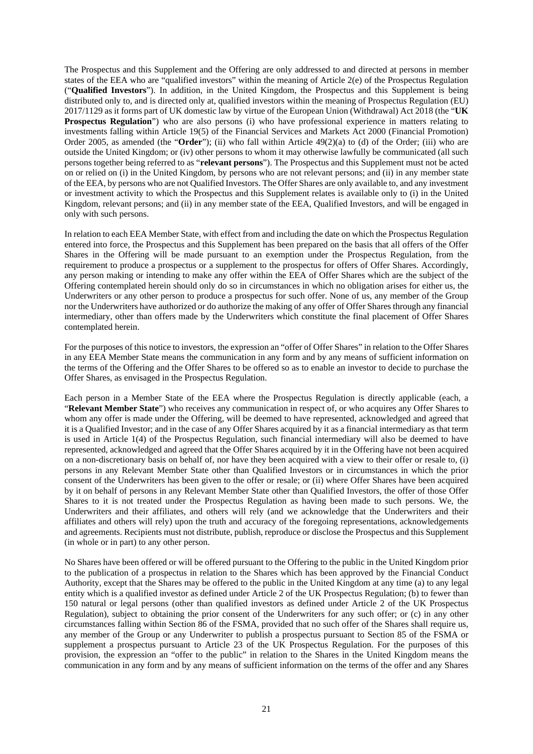The Prospectus and this Supplement and the Offering are only addressed to and directed at persons in member states of the EEA who are "qualified investors" within the meaning of Article 2(e) of the Prospectus Regulation ("**Qualified Investors**"). In addition, in the United Kingdom, the Prospectus and this Supplement is being distributed only to, and is directed only at, qualified investors within the meaning of Prospectus Regulation (EU) 2017/1129 as it forms part of UK domestic law by virtue of the European Union (Withdrawal) Act 2018 (the "**UK Prospectus Regulation**") who are also persons (i) who have professional experience in matters relating to investments falling within Article 19(5) of the Financial Services and Markets Act 2000 (Financial Promotion) Order 2005, as amended (the "**Order**"); (ii) who fall within Article 49(2)(a) to (d) of the Order; (iii) who are outside the United Kingdom; or (iv) other persons to whom it may otherwise lawfully be communicated (all such persons together being referred to as "**relevant persons**"). The Prospectus and this Supplement must not be acted on or relied on (i) in the United Kingdom, by persons who are not relevant persons; and (ii) in any member state of the EEA, by persons who are not Qualified Investors. The Offer Shares are only available to, and any investment or investment activity to which the Prospectus and this Supplement relates is available only to (i) in the United Kingdom, relevant persons; and (ii) in any member state of the EEA, Qualified Investors, and will be engaged in only with such persons.

In relation to each EEA Member State, with effect from and including the date on which the Prospectus Regulation entered into force, the Prospectus and this Supplement has been prepared on the basis that all offers of the Offer Shares in the Offering will be made pursuant to an exemption under the Prospectus Regulation, from the requirement to produce a prospectus or a supplement to the prospectus for offers of Offer Shares. Accordingly, any person making or intending to make any offer within the EEA of Offer Shares which are the subject of the Offering contemplated herein should only do so in circumstances in which no obligation arises for either us, the Underwriters or any other person to produce a prospectus for such offer. None of us, any member of the Group nor the Underwriters have authorized or do authorize the making of any offer of Offer Shares through any financial intermediary, other than offers made by the Underwriters which constitute the final placement of Offer Shares contemplated herein.

For the purposes of this notice to investors, the expression an "offer of Offer Shares" in relation to the Offer Shares in any EEA Member State means the communication in any form and by any means of sufficient information on the terms of the Offering and the Offer Shares to be offered so as to enable an investor to decide to purchase the Offer Shares, as envisaged in the Prospectus Regulation.

Each person in a Member State of the EEA where the Prospectus Regulation is directly applicable (each, a "**Relevant Member State**") who receives any communication in respect of, or who acquires any Offer Shares to whom any offer is made under the Offering, will be deemed to have represented, acknowledged and agreed that it is a Qualified Investor; and in the case of any Offer Shares acquired by it as a financial intermediary as that term is used in Article 1(4) of the Prospectus Regulation, such financial intermediary will also be deemed to have represented, acknowledged and agreed that the Offer Shares acquired by it in the Offering have not been acquired on a non-discretionary basis on behalf of, nor have they been acquired with a view to their offer or resale to, (i) persons in any Relevant Member State other than Qualified Investors or in circumstances in which the prior consent of the Underwriters has been given to the offer or resale; or (ii) where Offer Shares have been acquired by it on behalf of persons in any Relevant Member State other than Qualified Investors, the offer of those Offer Shares to it is not treated under the Prospectus Regulation as having been made to such persons. We, the Underwriters and their affiliates, and others will rely (and we acknowledge that the Underwriters and their affiliates and others will rely) upon the truth and accuracy of the foregoing representations, acknowledgements and agreements. Recipients must not distribute, publish, reproduce or disclose the Prospectus and this Supplement (in whole or in part) to any other person.

No Shares have been offered or will be offered pursuant to the Offering to the public in the United Kingdom prior to the publication of a prospectus in relation to the Shares which has been approved by the Financial Conduct Authority, except that the Shares may be offered to the public in the United Kingdom at any time (a) to any legal entity which is a qualified investor as defined under Article 2 of the UK Prospectus Regulation; (b) to fewer than 150 natural or legal persons (other than qualified investors as defined under Article 2 of the UK Prospectus Regulation), subject to obtaining the prior consent of the Underwriters for any such offer; or (c) in any other circumstances falling within Section 86 of the FSMA, provided that no such offer of the Shares shall require us, any member of the Group or any Underwriter to publish a prospectus pursuant to Section 85 of the FSMA or supplement a prospectus pursuant to Article 23 of the UK Prospectus Regulation. For the purposes of this provision, the expression an "offer to the public" in relation to the Shares in the United Kingdom means the communication in any form and by any means of sufficient information on the terms of the offer and any Shares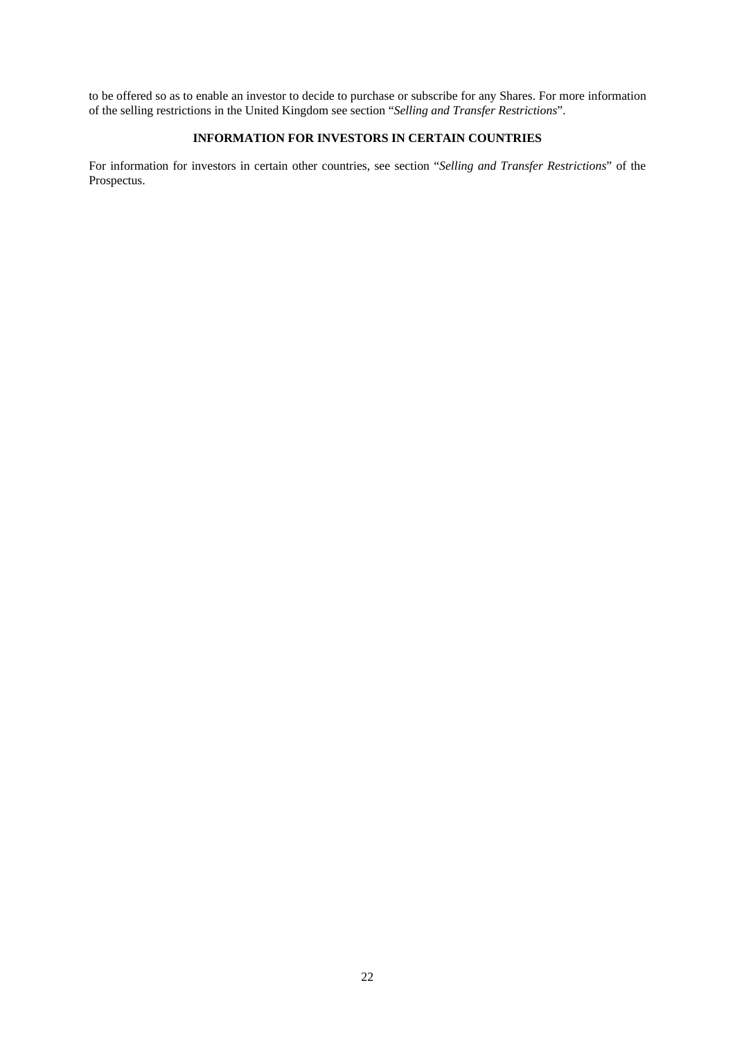to be offered so as to enable an investor to decide to purchase or subscribe for any Shares. For more information of the selling restrictions in the United Kingdom see section "*Selling and Transfer Restrictions*".

## INFORMATION FOR INVESTORS IN CERTAIN COUNTRIES

For information for investors in certain other countries, see section "*Selling and Transfer Restrictions*" of the Prospectus.